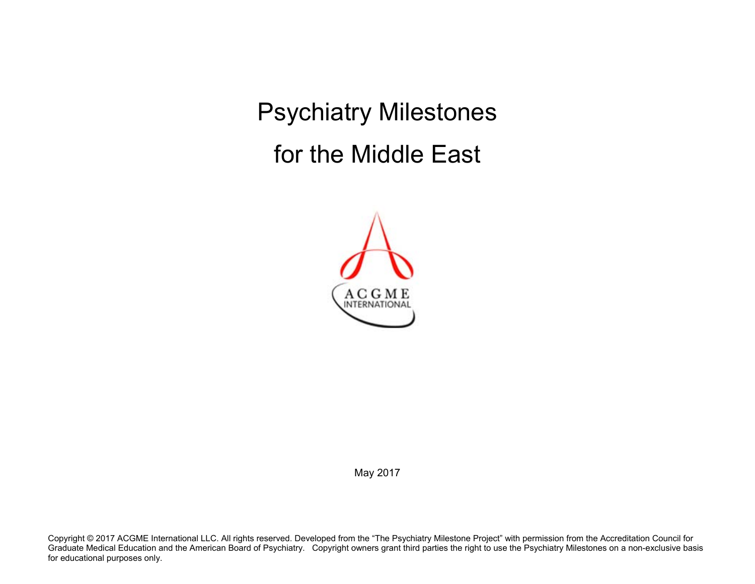# Psychiatry Milestones

# for the Middle East

ACGME INTERNATIONAL

May 2017

Copyright © 2017 ACGME International LLC. All rights reserved. Developed from the "The Psychiatry Milestone Project" with permission from the Accreditation Council for Graduate Medical Education and the American Board of Psychiatry. Copyright owners grant third parties the right to use the Psychiatry Milestones on a non-exclusive basis for educational purposes only.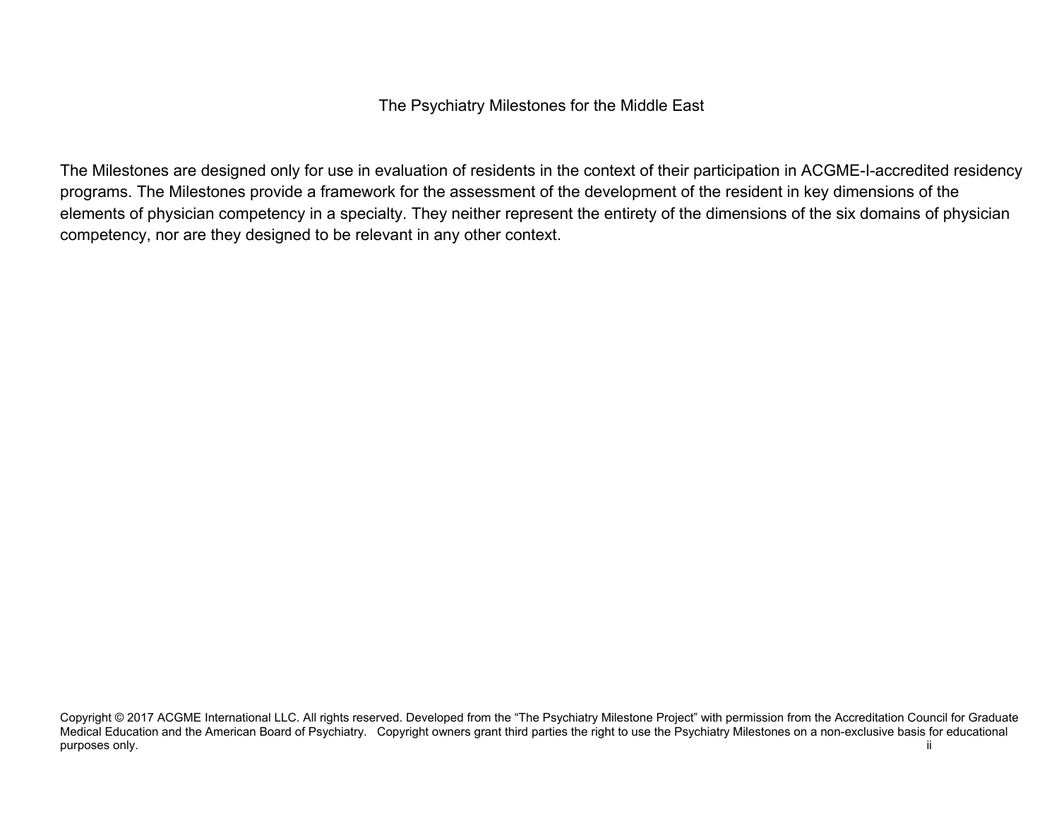The Psychiatry Milestones for the Middle East

The Milestones are designed only for use in evaluation of residents in the context of their participation in ACGME-I-accredited residency programs. The Milestones provide a framework for the assessment of the development of the resident in key dimensions of the elements of physician competency in a specialty. They neither represent the entirety of the dimensions of the six domains of physician competency, nor are they designed to be relevant in any other context.

Copyright © 2017 ACGME International LLC. All rights reserved. Developed from the “The Psychiatry Milestone Project” with permission from the Accreditation Council for Graduate Medical Education and the American Board of Psychiatry. Copyright owners grant third parties the right to use the Psychiatry Milestones on a non-exclusive basis for educational purposes only.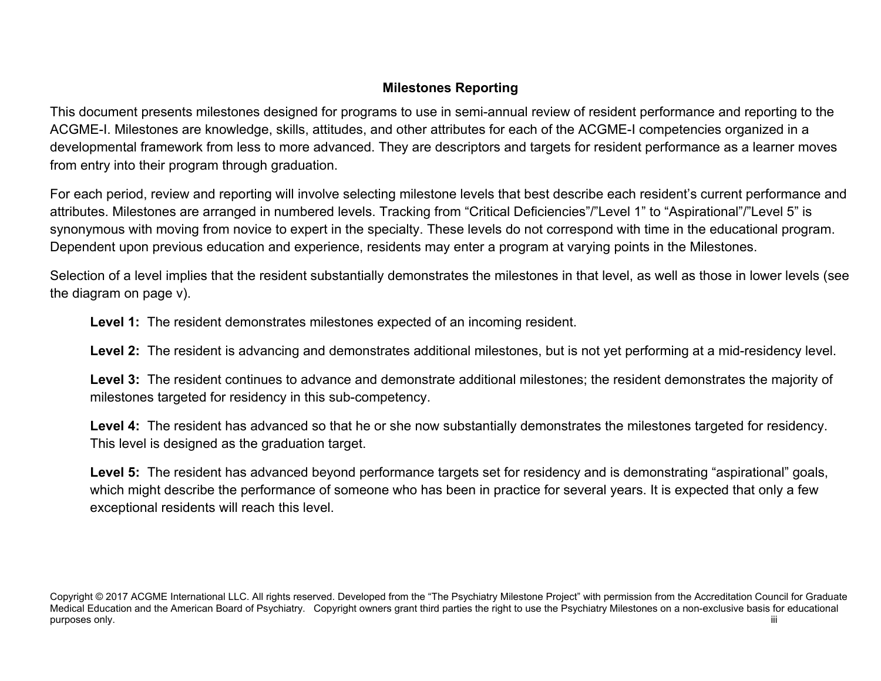## Milestones Reporting

This document presents milestones designed for programs to use in semi-annual review of resident performance and reporting to the ACGME-I. Milestones are knowledge, skills, attitudes, and other attributes for each of the ACGME-I competencies organized in a developmental framework from less to more advanced. They are descriptors and targets for resident performance as a learner moves from entry into their program through graduation.

For each period, review and reporting will involve selecting milestone levels that best describe each resident's current performance and attributes. Milestones are arranged in numbered levels. Tracking from "Critical Deficiencies"/"Level 1" to "Aspirational"/"Level 5" is synonymous with moving from novice to expert in the specialty. These levels do not correspond with time in the educational program. Dependent upon previous education and experience, residents may enter a program at varying points in the Milestones.

Selection of a level implies that the resident substantially demonstrates the milestones in that level, as well as those in lower levels (see the diagram on page v).

**Level 1:** The resident demonstrates milestones expected of an incoming resident.

**Level 2:** The resident is advancing and demonstrates additional milestones, but is not yet performing at a mid-residency level.

**Level 3:** The resident continues to advance and demonstrate additional milestones; the resident demonstrates the majority of milestones targeted for residency in this sub-competency.

**Level 4:** The resident has advanced so that he or she now substantially demonstrates the milestones targeted for residency. This level is designed as the graduation target.

**Level 5:** The resident has advanced beyond performance targets set for residency and is demonstrating "aspirational" goals, which might describe the performance of someone who has been in practice for several years. It is expected that only a few exceptional residents will reach this level.

Copyright © 2017 ACGME International LLC. All rights reserved. Developed from the "The Psychiatry Milestone Project" with permission from the Accreditation Council for Graduate Medical Education and the American Board of Psychiatry. Copyright owners grant third parties the right to use the Psychiatry Milestones on a non-exclusive basis for educational purposes only.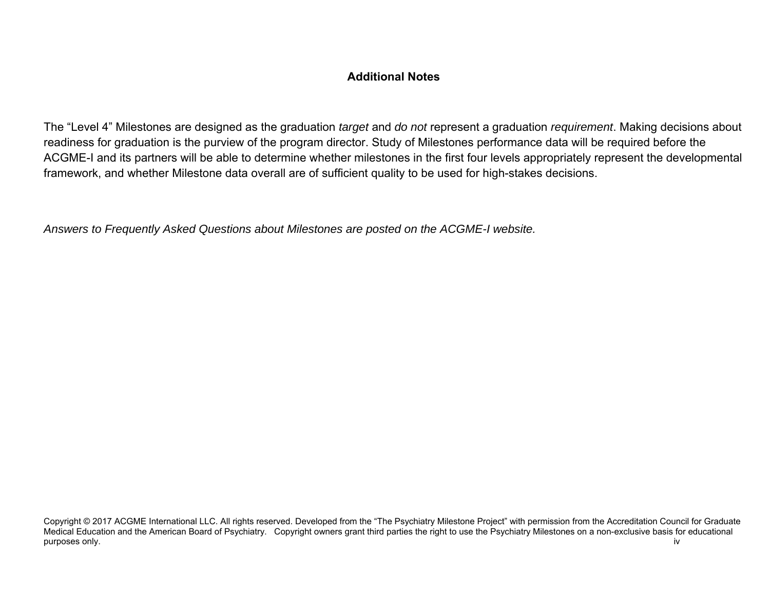## Additional Notes

The "Level 4" Milestones are designed as the graduation *target* and *do not* represent a graduation *requirement*. Making decisions about readiness for graduation is the purview of the program director. Study of Milestones performance data will be required before the ACGME-I and its partners will be able to determine whether milestones in the first four levels appropriately represent the developmental framework, and whether Milestone data overall are of sufficient quality to be used for high-stakes decisions.

*Answers to Frequently Asked Questions about Milestones are posted on the ACGME-I website.*

Copyright © 2017 ACGME International LLC. All rights reserved. Developed from the "The Psychiatry Milestone Project" with permission from the Accreditation Council for Graduate Medical Education and the American Board of Psychiatry. Copyright owners grant third parties the right to use the Psychiatry Milestones on a non-exclusive basis for educational purposes only.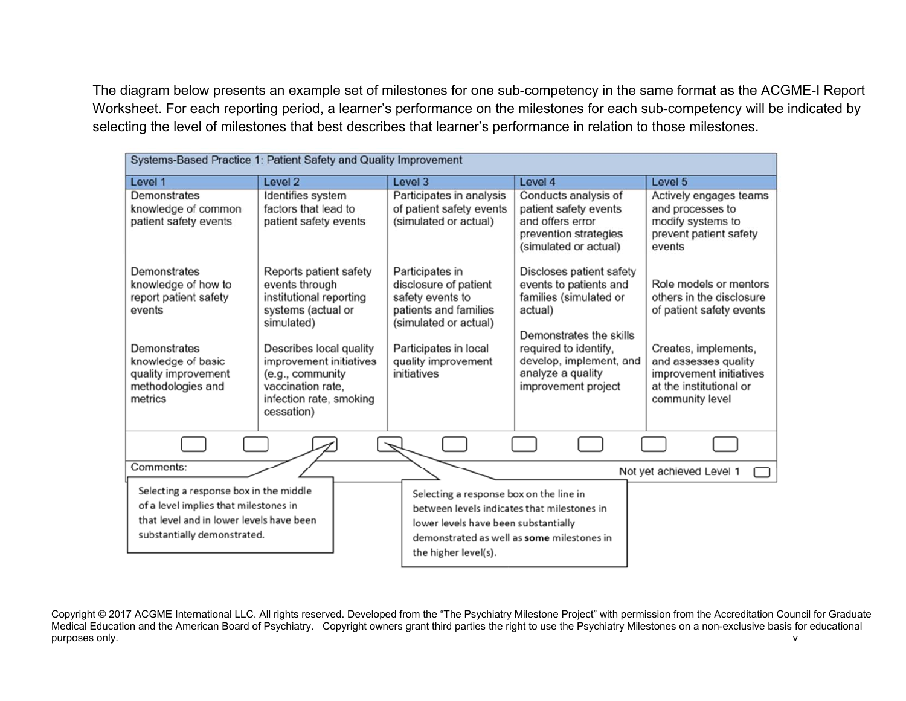The diagram below presents an example set of milestones for one sub-competency in the same format as the ACGME-I Report Worksheet. For each reporting period, a learner's performance on the milestones for each sub-competency will be indicated by selecting the level of milestones that best describes that learner's performance in relation to those milestones.

| Systems-Based Practice 1: Patient Safety and Quality Improvement | | | | |
|---|---|---|---|---|
| **Level 1** | **Level 2** | **Level 3** | **Level 4** | **Level 5** |
| Demonstrates knowledge of common patient safety events | Identifies system factors that lead to patient safety events | Participates in analysis of patient safety events (simulated or actual) | Conducts analysis of patient safety events and offers error prevention strategies (simulated or actual) | Actively engages teams and processes to modify systems to prevent patient safety events |
| Demonstrates knowledge of how to report patient safety events | Reports patient safety events through institutional reporting systems (actual or simulated) | Participates in disclosure of patient safety events to patients and families (simulated or actual) | Discloses patient safety events to patients and families (simulated or actual) | Role models or mentors others in the disclosure of patient safety events |
| Demonstrates knowledge of basic quality improvement methodologies and metrics | Describes local quality improvement initiatives (e.g., community vaccination rate, infection rate, smoking cessation) | Participates in local quality improvement initiatives | Demonstrates the skills required to identify, develop, implement, and analyze a quality improvement project | Creates, implements, and assesses quality improvement initiatives at the institutional or community level |

Comments:

Not yet achieved Level 1

Selecting a response box in the middle of a level implies that milestones in that level and in lower levels have been substantially demonstrated.

Selecting a response box on the line in between levels indicates that milestones in lower levels have been substantially demonstrated as well as **some** milestones in the higher level(s).

Copyright © 2017 ACGME International LLC. All rights reserved. Developed from the "The Psychiatry Milestone Project" with permission from the Accreditation Council for Graduate Medical Education and the American Board of Psychiatry. Copyright owners grant third parties the right to use the Psychiatry Milestones on a non-exclusive basis for educational purposes only.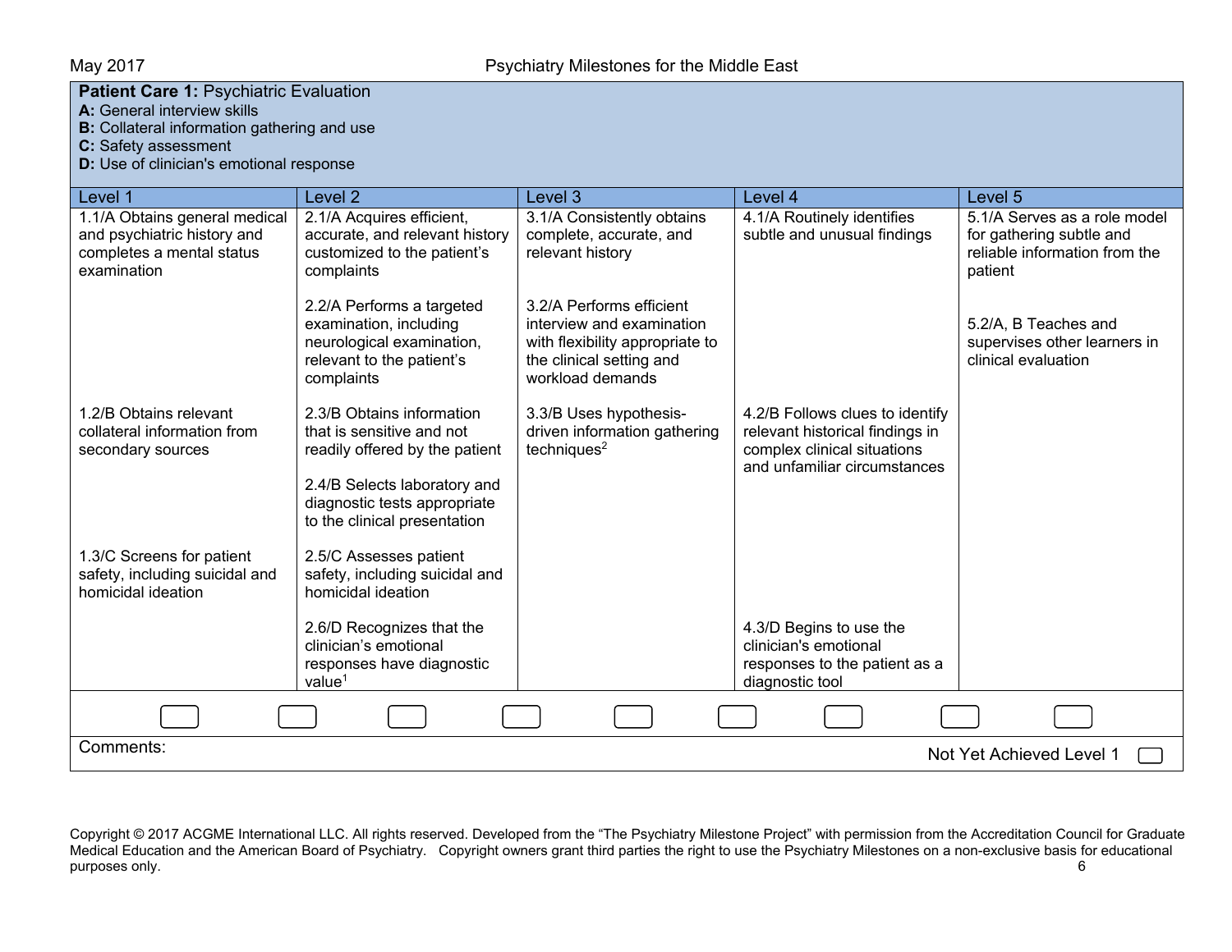**Patient Care 1:** Psychiatric Evaluation
**A:** General interview skills
**B:** Collateral information gathering and use
**C:** Safety assessment
**D:** Use of clinician's emotional response

| Level 1 | Level 2 | Level 3 | Level 4 | Level 5 |
|---|---|---|---|---|
| 1.1/A Obtains general medical and psychiatric history and completes a mental status examination | 2.1/A Acquires efficient, accurate, and relevant history customized to the patient's complaints | 3.1/A Consistently obtains complete, accurate, and relevant history | 4.1/A Routinely identifies subtle and unusual findings | 5.1/A Serves as a role model for gathering subtle and reliable information from the patient |
| | 2.2/A Performs a targeted examination, including neurological examination, relevant to the patient's complaints | 3.2/A Performs efficient interview and examination with flexibility appropriate to the clinical setting and workload demands | | 5.2/A, B Teaches and supervises other learners in clinical evaluation |
| 1.2/B Obtains relevant collateral information from secondary sources | 2.3/B Obtains information that is sensitive and not readily offered by the patient | 3.3/B Uses hypothesis-driven information gathering techniques[2] | 4.2/B Follows clues to identify relevant historical findings in complex clinical situations and unfamiliar circumstances | |
| | 2.4/B Selects laboratory and diagnostic tests appropriate to the clinical presentation | | | |
| 1.3/C Screens for patient safety, including suicidal and homicidal ideation | 2.5/C Assesses patient safety, including suicidal and homicidal ideation | | | |
| | 2.6/D Recognizes that the clinician's emotional responses have diagnostic value[1] | | 4.3/D Begins to use the clinician's emotional responses to the patient as a diagnostic tool | |

Comments:

Not Yet Achieved Level 1

Copyright © 2017 ACGME International LLC. All rights reserved. Developed from the "The Psychiatry Milestone Project" with permission from the Accreditation Council for Graduate Medical Education and the American Board of Psychiatry. Copyright owners grant third parties the right to use the Psychiatry Milestones on a non-exclusive basis for educational purposes only.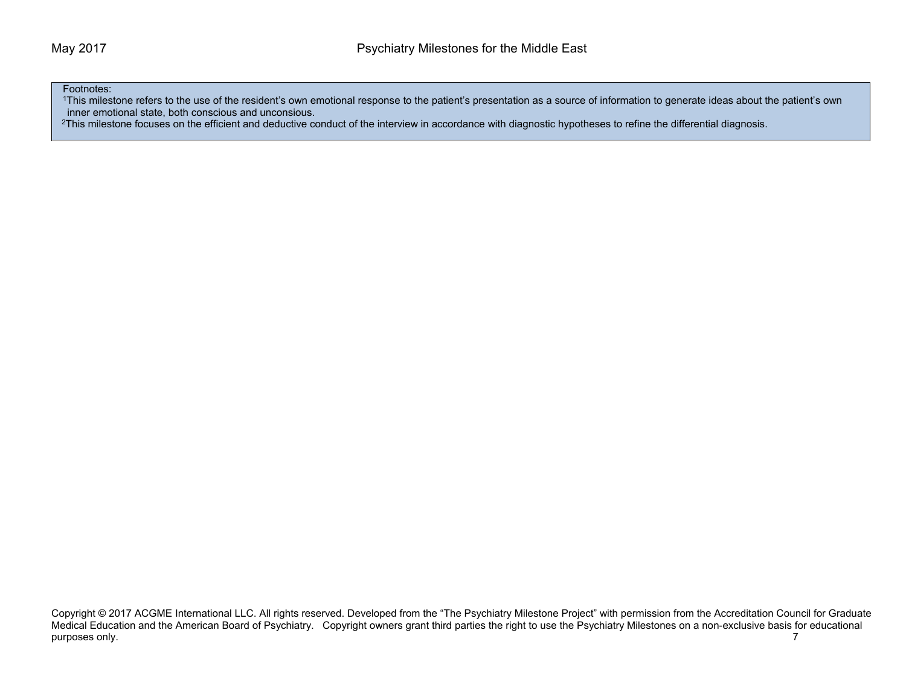Footnotes:

[1]This milestone refers to the use of the resident's own emotional response to the patient's presentation as a source of information to generate ideas about the patient's own inner emotional state, both conscious and unconsious.

[2]This milestone focuses on the efficient and deductive conduct of the interview in accordance with diagnostic hypotheses to refine the differential diagnosis.

Copyright © 2017 ACGME International LLC. All rights reserved. Developed from the "The Psychiatry Milestone Project" with permission from the Accreditation Council for Graduate Medical Education and the American Board of Psychiatry. Copyright owners grant third parties the right to use the Psychiatry Milestones on a non-exclusive basis for educational purposes only.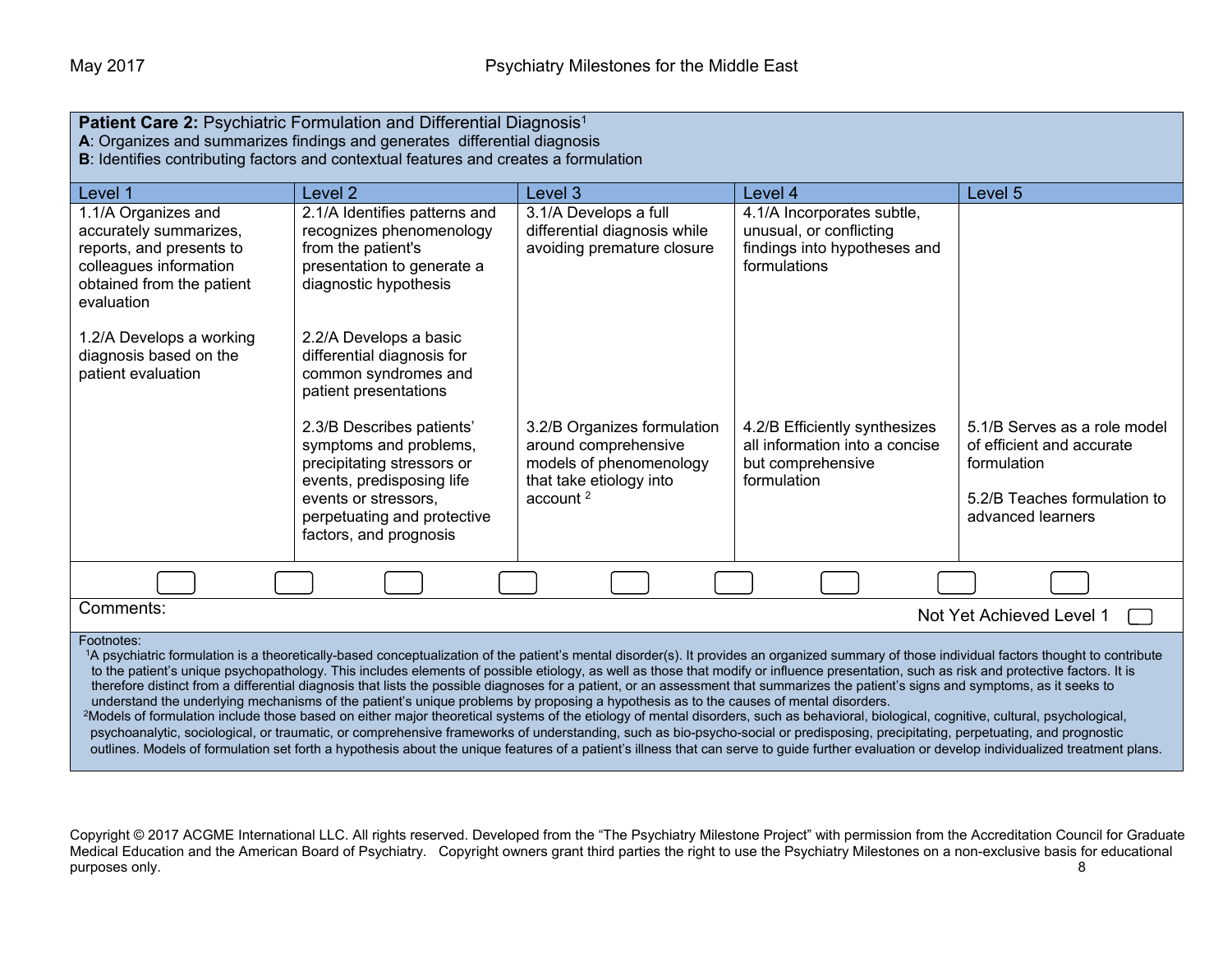**Patient Care 2:** Psychiatric Formulation and Differential Diagnosis[1]
**A**: Organizes and summarizes findings and generates differential diagnosis
**B**: Identifies contributing factors and contextual features and creates a formulation

| Level 1 | Level 2 | Level 3 | Level 4 | Level 5 |
|---|---|---|---|---|
| 1.1/A Organizes and accurately summarizes, reports, and presents to colleagues information obtained from the patient evaluation<br><br>1.2/A Develops a working diagnosis based on the patient evaluation | 2.1/A Identifies patterns and recognizes phenomenology from the patient's presentation to generate a diagnostic hypothesis<br><br>2.2/A Develops a basic differential diagnosis for common syndromes and patient presentations | 3.1/A Develops a full differential diagnosis while avoiding premature closure | 4.1/A Incorporates subtle, unusual, or conflicting findings into hypotheses and formulations | |
| | 2.3/B Describes patients' symptoms and problems, precipitating stressors or events, predisposing life events or stressors, perpetuating and protective factors, and prognosis | 3.2/B Organizes formulation around comprehensive models of phenomenology that take etiology into account [2] | 4.2/B Efficiently synthesizes all information into a concise but comprehensive formulation | 5.1/B Serves as a role model of efficient and accurate formulation<br><br>5.2/B Teaches formulation to advanced learners |

☐ ☐ ☐ ☐ ☐ ☐ ☐ ☐ ☐

Comments:

Not Yet Achieved Level 1 ☐

Footnotes:

[1]A psychiatric formulation is a theoretically-based conceptualization of the patient's mental disorder(s). It provides an organized summary of those individual factors thought to contribute to the patient's unique psychopathology. This includes elements of possible etiology, as well as those that modify or influence presentation, such as risk and protective factors. It is therefore distinct from a differential diagnosis that lists the possible diagnoses for a patient, or an assessment that summarizes the patient's signs and symptoms, as it seeks to understand the underlying mechanisms of the patient's unique problems by proposing a hypothesis as to the causes of mental disorders.

[2]Models of formulation include those based on either major theoretical systems of the etiology of mental disorders, such as behavioral, biological, cognitive, cultural, psychological, psychoanalytic, sociological, or traumatic, or comprehensive frameworks of understanding, such as bio-psycho-social or predisposing, precipitating, perpetuating, and prognostic outlines. Models of formulation set forth a hypothesis about the unique features of a patient's illness that can serve to guide further evaluation or develop individualized treatment plans.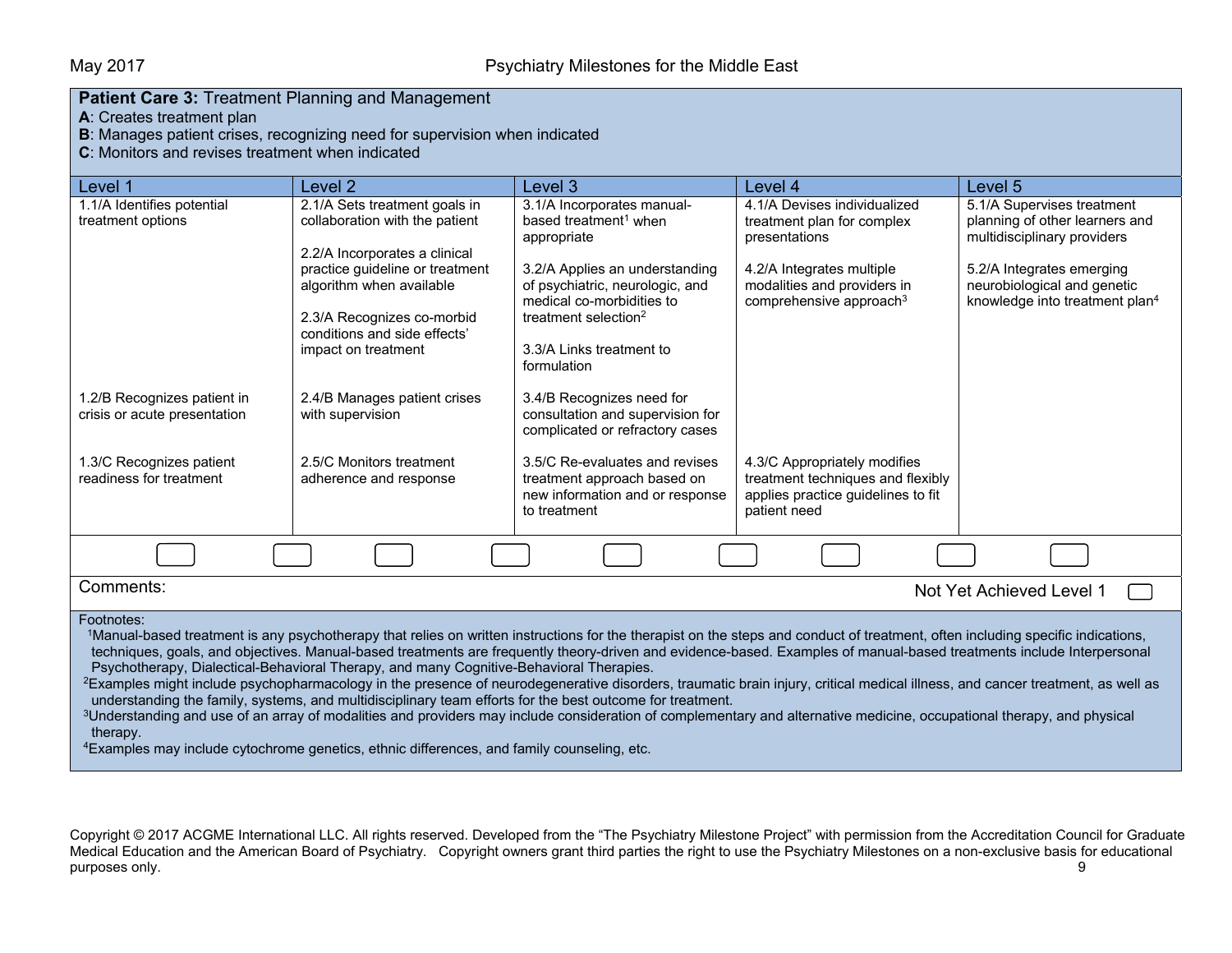**Patient Care 3:** Treatment Planning and Management
**A**: Creates treatment plan
**B**: Manages patient crises, recognizing need for supervision when indicated
**C**: Monitors and revises treatment when indicated

| Level 1 | Level 2 | Level 3 | Level 4 | Level 5 |
|---|---|---|---|---|
| 1.1/A Identifies potential treatment options | 2.1/A Sets treatment goals in collaboration with the patient<br><br>2.2/A Incorporates a clinical practice guideline or treatment algorithm when available<br><br>2.3/A Recognizes co-morbid conditions and side effects' impact on treatment | 3.1/A Incorporates manual-based treatment[1] when appropriate<br><br>3.2/A Applies an understanding of psychiatric, neurologic, and medical co-morbidities to treatment selection[2]<br><br>3.3/A Links treatment to formulation | 4.1/A Devises individualized treatment plan for complex presentations<br><br>4.2/A Integrates multiple modalities and providers in comprehensive approach[3] | 5.1/A Supervises treatment planning of other learners and multidisciplinary providers<br><br>5.2/A Integrates emerging neurobiological and genetic knowledge into treatment plan[4] |
| 1.2/B Recognizes patient in crisis or acute presentation | 2.4/B Manages patient crises with supervision | 3.4/B Recognizes need for consultation and supervision for complicated or refractory cases | | |
| 1.3/C Recognizes patient readiness for treatment | 2.5/C Monitors treatment adherence and response | 3.5/C Re-evaluates and revises treatment approach based on new information and or response to treatment | 4.3/C Appropriately modifies treatment techniques and flexibly applies practice guidelines to fit patient need | |

Comments:

Not Yet Achieved Level 1

Footnotes:

[1] Manual-based treatment is any psychotherapy that relies on written instructions for the therapist on the steps and conduct of treatment, often including specific indications, techniques, goals, and objectives. Manual-based treatments are frequently theory-driven and evidence-based. Examples of manual-based treatments include Interpersonal Psychotherapy, Dialectical-Behavioral Therapy, and many Cognitive-Behavioral Therapies.

[2] Examples might include psychopharmacology in the presence of neurodegenerative disorders, traumatic brain injury, critical medical illness, and cancer treatment, as well as understanding the family, systems, and multidisciplinary team efforts for the best outcome for treatment.

[3] Understanding and use of an array of modalities and providers may include consideration of complementary and alternative medicine, occupational therapy, and physical therapy.

[4] Examples may include cytochrome genetics, ethnic differences, and family counseling, etc.

Copyright © 2017 ACGME International LLC. All rights reserved. Developed from the "The Psychiatry Milestone Project" with permission from the Accreditation Council for Graduate Medical Education and the American Board of Psychiatry. Copyright owners grant third parties the right to use the Psychiatry Milestones on a non-exclusive basis for educational purposes only.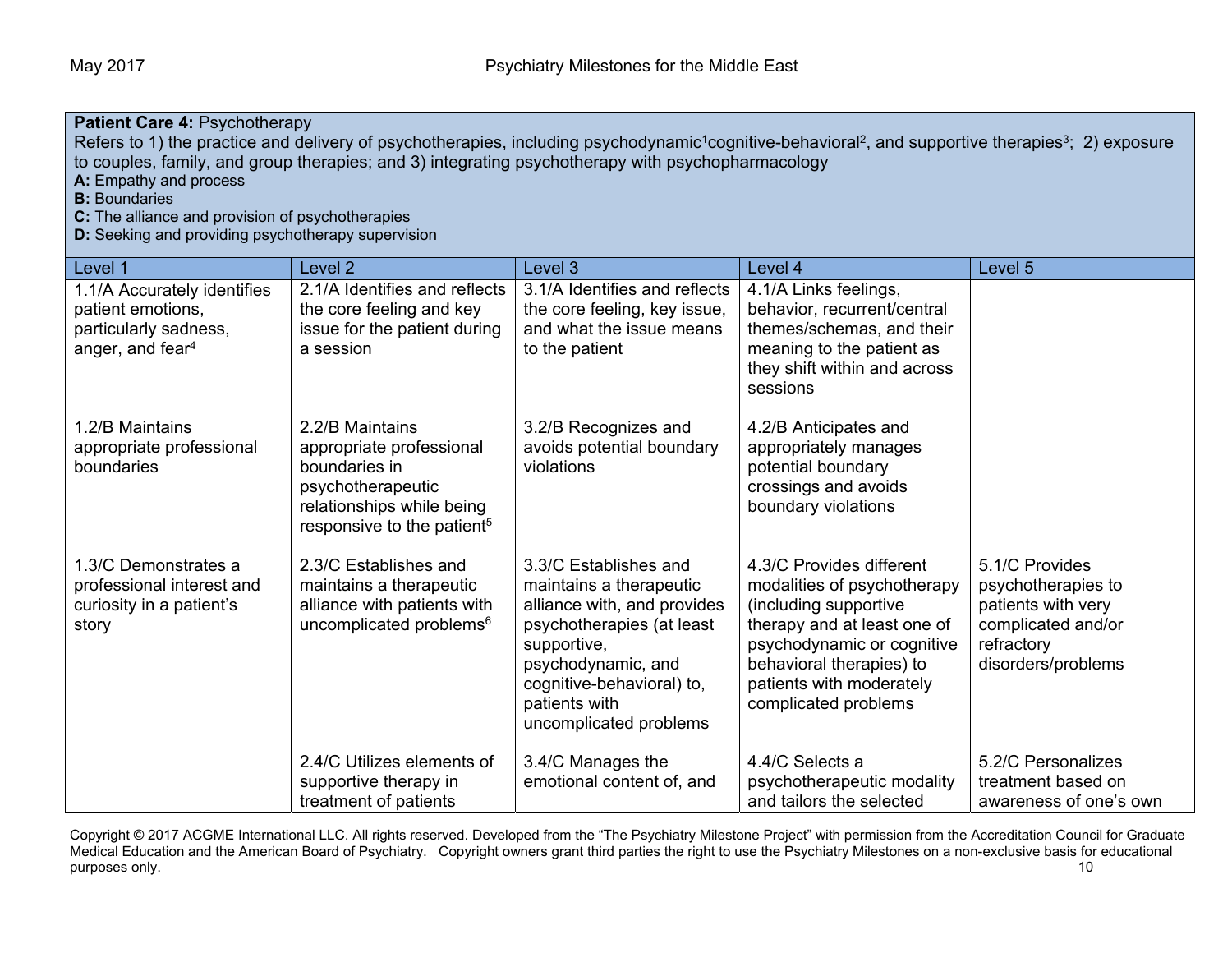**Patient Care 4:** Psychotherapy

Refers to 1) the practice and delivery of psychotherapies, including psychodynamic[1]cognitive-behavioral[2], and supportive therapies[3]; 2) exposure to couples, family, and group therapies; and 3) integrating psychotherapy with psychopharmacology

**A:** Empathy and process
**B:** Boundaries
**C:** The alliance and provision of psychotherapies
**D:** Seeking and providing psychotherapy supervision

| Level 1 | Level 2 | Level 3 | Level 4 | Level 5 |
|---|---|---|---|---|
| 1.1/A Accurately identifies patient emotions, particularly sadness, anger, and fear[4] | 2.1/A Identifies and reflects the core feeling and key issue for the patient during a session | 3.1/A Identifies and reflects the core feeling, key issue, and what the issue means to the patient | 4.1/A Links feelings, behavior, recurrent/central themes/schemas, and their meaning to the patient as they shift within and across sessions | |
| 1.2/B Maintains appropriate professional boundaries | 2.2/B Maintains appropriate professional boundaries in psychotherapeutic relationships while being responsive to the patient[5] | 3.2/B Recognizes and avoids potential boundary violations | 4.2/B Anticipates and appropriately manages potential boundary crossings and avoids boundary violations | |
| 1.3/C Demonstrates a professional interest and curiosity in a patient's story | 2.3/C Establishes and maintains a therapeutic alliance with patients with uncomplicated problems[6] | 3.3/C Establishes and maintains a therapeutic alliance with, and provides psychotherapies (at least supportive, psychodynamic, and cognitive-behavioral) to, patients with uncomplicated problems | 4.3/C Provides different modalities of psychotherapy (including supportive therapy and at least one of psychodynamic or cognitive behavioral therapies) to patients with moderately complicated problems | 5.1/C Provides psychotherapies to patients with very complicated and/or refractory disorders/problems |
| | 2.4/C Utilizes elements of supportive therapy in treatment of patients | 3.4/C Manages the emotional content of, and | 4.4/C Selects a psychotherapeutic modality and tailors the selected | 5.2/C Personalizes treatment based on awareness of one's own |

Copyright © 2017 ACGME International LLC. All rights reserved. Developed from the "The Psychiatry Milestone Project" with permission from the Accreditation Council for Graduate Medical Education and the American Board of Psychiatry. Copyright owners grant third parties the right to use the Psychiatry Milestones on a non-exclusive basis for educational purposes only.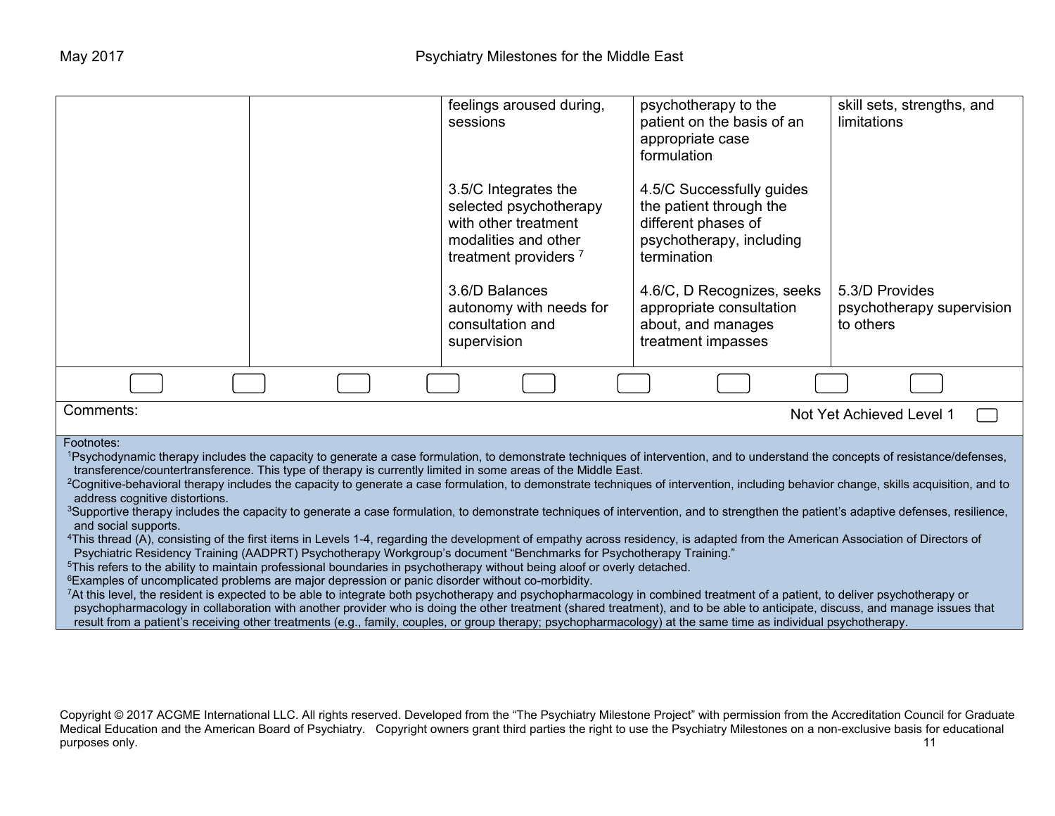| | | | | |
|---|---|---|---|---|
| | | feelings aroused during, sessions | psychotherapy to the patient on the basis of an appropriate case formulation | skill sets, strengths, and limitations |
| | | 3.5/C Integrates the selected psychotherapy with other treatment modalities and other treatment providers [7] | 4.5/C Successfully guides the patient through the different phases of psychotherapy, including termination | |
| | | 3.6/D Balances autonomy with needs for consultation and supervision | 4.6/C, D Recognizes, seeks appropriate consultation about, and manages treatment impasses | 5.3/D Provides psychotherapy supervision to others |

Comments:

Not Yet Achieved Level 1

Footnotes:

[1]Psychodynamic therapy includes the capacity to generate a case formulation, to demonstrate techniques of intervention, and to understand the concepts of resistance/defenses, transference/countertransference. This type of therapy is currently limited in some areas of the Middle East.

[2]Cognitive-behavioral therapy includes the capacity to generate a case formulation, to demonstrate techniques of intervention, including behavior change, skills acquisition, and to address cognitive distortions.

[3]Supportive therapy includes the capacity to generate a case formulation, to demonstrate techniques of intervention, and to strengthen the patient's adaptive defenses, resilience, and social supports.

[4]This thread (A), consisting of the first items in Levels 1-4, regarding the development of empathy across residency, is adapted from the American Association of Directors of Psychiatric Residency Training (AADPRT) Psychotherapy Workgroup's document "Benchmarks for Psychotherapy Training."

[5]This refers to the ability to maintain professional boundaries in psychotherapy without being aloof or overly detached.

[6]Examples of uncomplicated problems are major depression or panic disorder without co-morbidity.

[7]At this level, the resident is expected to be able to integrate both psychotherapy and psychopharmacology in combined treatment of a patient, to deliver psychotherapy or psychopharmacology in collaboration with another provider who is doing the other treatment (shared treatment), and to be able to anticipate, discuss, and manage issues that result from a patient's receiving other treatments (e.g., family, couples, or group therapy; psychopharmacology) at the same time as individual psychotherapy.

Copyright © 2017 ACGME International LLC. All rights reserved. Developed from the "The Psychiatry Milestone Project" with permission from the Accreditation Council for Graduate Medical Education and the American Board of Psychiatry. Copyright owners grant third parties the right to use the Psychiatry Milestones on a non-exclusive basis for educational purposes only.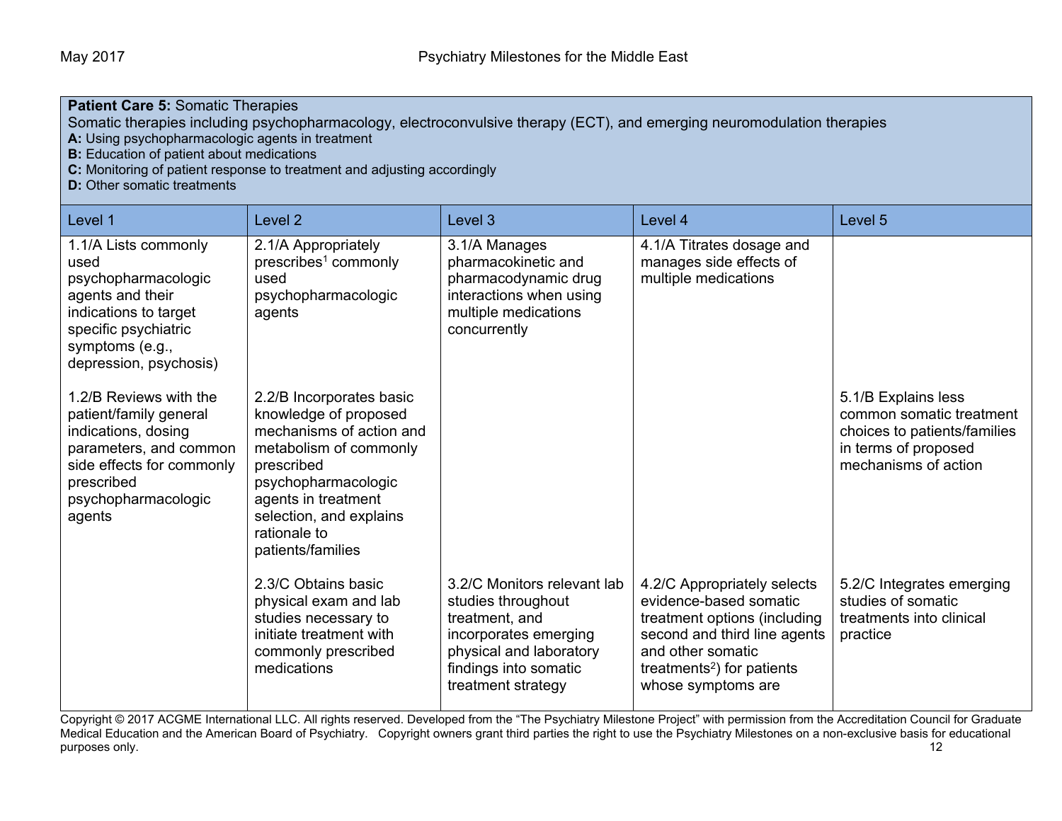**Patient Care 5:** Somatic Therapies
Somatic therapies including psychopharmacology, electroconvulsive therapy (ECT), and emerging neuromodulation therapies
**A:** Using psychopharmacologic agents in treatment
**B:** Education of patient about medications
**C:** Monitoring of patient response to treatment and adjusting accordingly
**D:** Other somatic treatments

| Level 1 | Level 2 | Level 3 | Level 4 | Level 5 |
|---|---|---|---|---|
| 1.1/A Lists commonly used psychopharmacologic agents and their indications to target specific psychiatric symptoms (e.g., depression, psychosis) | 2.1/A Appropriately prescribes[1] commonly used psychopharmacologic agents | 3.1/A Manages pharmacokinetic and pharmacodynamic drug interactions when using multiple medications concurrently | 4.1/A Titrates dosage and manages side effects of multiple medications | |
| 1.2/B Reviews with the patient/family general indications, dosing parameters, and common side effects for commonly prescribed psychopharmacologic agents | 2.2/B Incorporates basic knowledge of proposed mechanisms of action and metabolism of commonly prescribed psychopharmacologic agents in treatment selection, and explains rationale to patients/families | | | 5.1/B Explains less common somatic treatment choices to patients/families in terms of proposed mechanisms of action |
| | 2.3/C Obtains basic physical exam and lab studies necessary to initiate treatment with commonly prescribed medications | 3.2/C Monitors relevant lab studies throughout treatment, and incorporates emerging physical and laboratory findings into somatic treatment strategy | 4.2/C Appropriately selects evidence-based somatic treatment options (including second and third line agents and other somatic treatments[2]) for patients whose symptoms are | 5.2/C Integrates emerging studies of somatic treatments into clinical practice |

Copyright © 2017 ACGME International LLC. All rights reserved. Developed from the "The Psychiatry Milestone Project" with permission from the Accreditation Council for Graduate Medical Education and the American Board of Psychiatry. Copyright owners grant third parties the right to use the Psychiatry Milestones on a non-exclusive basis for educational purposes only.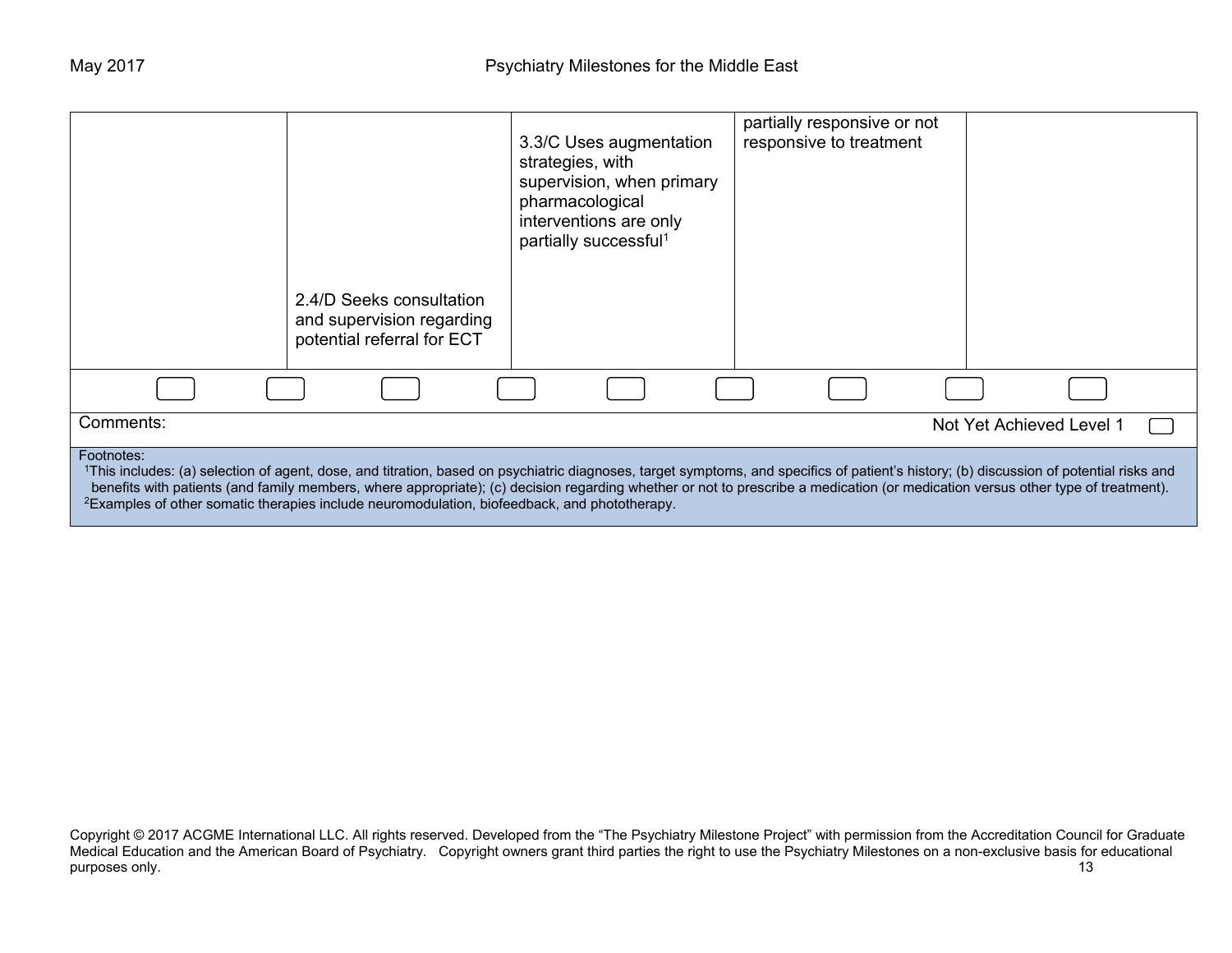| | | | | |
|---|---|---|---|---|
| | 2.4/D Seeks consultation and supervision regarding potential referral for ECT | 3.3/C Uses augmentation strategies, with supervision, when primary pharmacological interventions are only partially successful[1] | partially responsive or not responsive to treatment | |

Comments:

Not Yet Achieved Level 1

Footnotes:

[1]This includes: (a) selection of agent, dose, and titration, based on psychiatric diagnoses, target symptoms, and specifics of patient's history; (b) discussion of potential risks and benefits with patients (and family members, where appropriate); (c) decision regarding whether or not to prescribe a medication (or medication versus other type of treatment).

[2]Examples of other somatic therapies include neuromodulation, biofeedback, and phototherapy.

Copyright © 2017 ACGME International LLC. All rights reserved. Developed from the "The Psychiatry Milestone Project" with permission from the Accreditation Council for Graduate Medical Education and the American Board of Psychiatry. Copyright owners grant third parties the right to use the Psychiatry Milestones on a non-exclusive basis for educational purposes only.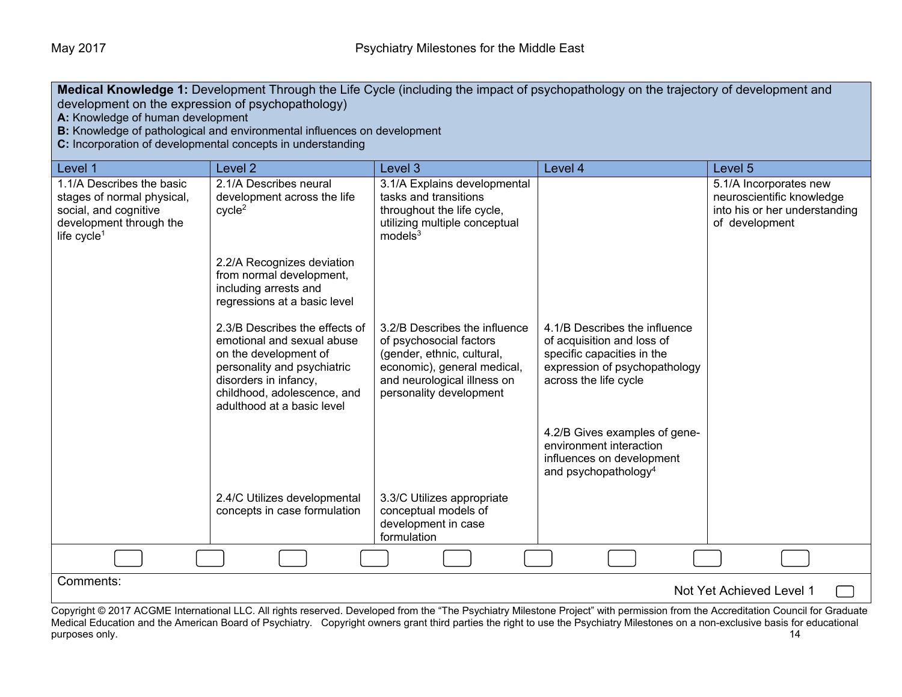**Medical Knowledge 1:** Development Through the Life Cycle (including the impact of psychopathology on the trajectory of development and development on the expression of psychopathology)
**A:** Knowledge of human development
**B:** Knowledge of pathological and environmental influences on development
**C:** Incorporation of developmental concepts in understanding

| Level 1 | Level 2 | Level 3 | Level 4 | Level 5 |
|---|---|---|---|---|
| 1.1/A Describes the basic stages of normal physical, social, and cognitive development through the life cycle[1] | 2.1/A Describes neural development across the life cycle[2] | 3.1/A Explains developmental tasks and transitions throughout the life cycle, utilizing multiple conceptual models[3] | | 5.1/A Incorporates new neuroscientific knowledge into his or her understanding of development |
| | 2.2/A Recognizes deviation from normal development, including arrests and regressions at a basic level | | | |
| | 2.3/B Describes the effects of emotional and sexual abuse on the development of personality and psychiatric disorders in infancy, childhood, adolescence, and adulthood at a basic level | 3.2/B Describes the influence of psychosocial factors (gender, ethnic, cultural, economic), general medical, and neurological illness on personality development | 4.1/B Describes the influence of acquisition and loss of specific capacities in the expression of psychopathology across the life cycle | |
| | | | 4.2/B Gives examples of gene-environment interaction influences on development and psychopathology[4] | |
| | 2.4/C Utilizes developmental concepts in case formulation | 3.3/C Utilizes appropriate conceptual models of development in case formulation | | |

Comments:

Not Yet Achieved Level 1

Copyright © 2017 ACGME International LLC. All rights reserved. Developed from the "The Psychiatry Milestone Project" with permission from the Accreditation Council for Graduate Medical Education and the American Board of Psychiatry. Copyright owners grant third parties the right to use the Psychiatry Milestones on a non-exclusive basis for educational purposes only.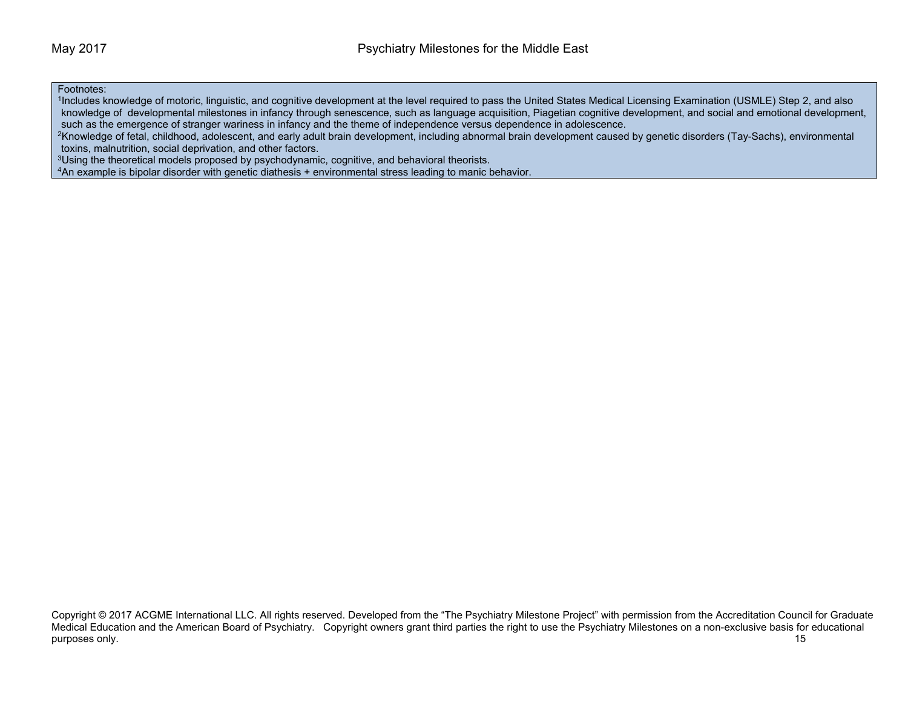Footnotes:

[1]Includes knowledge of motoric, linguistic, and cognitive development at the level required to pass the United States Medical Licensing Examination (USMLE) Step 2, and also knowledge of developmental milestones in infancy through senescence, such as language acquisition, Piagetian cognitive development, and social and emotional development, such as the emergence of stranger wariness in infancy and the theme of independence versus dependence in adolescence.

[2]Knowledge of fetal, childhood, adolescent, and early adult brain development, including abnormal brain development caused by genetic disorders (Tay-Sachs), environmental toxins, malnutrition, social deprivation, and other factors.

[3]Using the theoretical models proposed by psychodynamic, cognitive, and behavioral theorists.

[4]An example is bipolar disorder with genetic diathesis + environmental stress leading to manic behavior.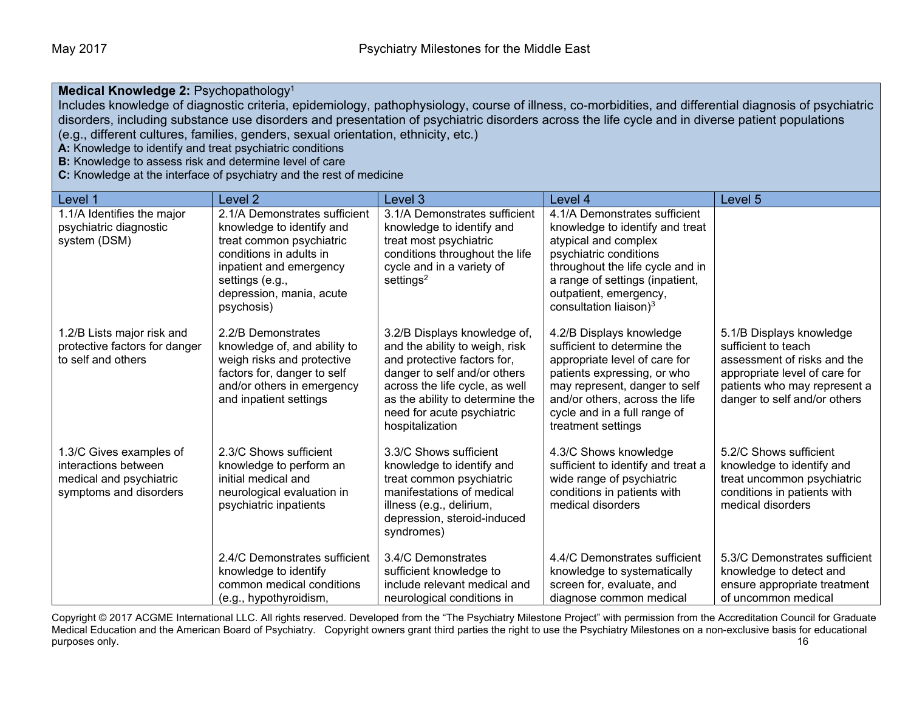**Medical Knowledge 2:** Psychopathology[1]
Includes knowledge of diagnostic criteria, epidemiology, pathophysiology, course of illness, co-morbidities, and differential diagnosis of psychiatric disorders, including substance use disorders and presentation of psychiatric disorders across the life cycle and in diverse patient populations (e.g., different cultures, families, genders, sexual orientation, ethnicity, etc.)
**A:** Knowledge to identify and treat psychiatric conditions
**B:** Knowledge to assess risk and determine level of care
**C:** Knowledge at the interface of psychiatry and the rest of medicine

| Level 1 | Level 2 | Level 3 | Level 4 | Level 5 |
|---|---|---|---|---|
| 1.1/A Identifies the major psychiatric diagnostic system (DSM) | 2.1/A Demonstrates sufficient knowledge to identify and treat common psychiatric conditions in adults in inpatient and emergency settings (e.g., depression, mania, acute psychosis) | 3.1/A Demonstrates sufficient knowledge to identify and treat most psychiatric conditions throughout the life cycle and in a variety of settings[2] | 4.1/A Demonstrates sufficient knowledge to identify and treat atypical and complex psychiatric conditions throughout the life cycle and in a range of settings (inpatient, outpatient, emergency, consultation liaison)[3] | |
| 1.2/B Lists major risk and protective factors for danger to self and others | 2.2/B Demonstrates knowledge of, and ability to weigh risks and protective factors for, danger to self and/or others in emergency and inpatient settings | 3.2/B Displays knowledge of, and the ability to weigh, risk and protective factors for, danger to self and/or others across the life cycle, as well as the ability to determine the need for acute psychiatric hospitalization | 4.2/B Displays knowledge sufficient to determine the appropriate level of care for patients expressing, or who may represent, danger to self and/or others, across the life cycle and in a full range of treatment settings | 5.1/B Displays knowledge sufficient to teach assessment of risks and the appropriate level of care for patients who may represent a danger to self and/or others |
| 1.3/C Gives examples of interactions between medical and psychiatric symptoms and disorders | 2.3/C Shows sufficient knowledge to perform an initial medical and neurological evaluation in psychiatric inpatients | 3.3/C Shows sufficient knowledge to identify and treat common psychiatric manifestations of medical illness (e.g., delirium, depression, steroid-induced syndromes) | 4.3/C Shows knowledge sufficient to identify and treat a wide range of psychiatric conditions in patients with medical disorders | 5.2/C Shows sufficient knowledge to identify and treat uncommon psychiatric conditions in patients with medical disorders |
| | 2.4/C Demonstrates sufficient knowledge to identify common medical conditions (e.g., hypothyroidism, | 3.4/C Demonstrates sufficient knowledge to include relevant medical and neurological conditions in | 4.4/C Demonstrates sufficient knowledge to systematically screen for, evaluate, and diagnose common medical | 5.3/C Demonstrates sufficient knowledge to detect and ensure appropriate treatment of uncommon medical |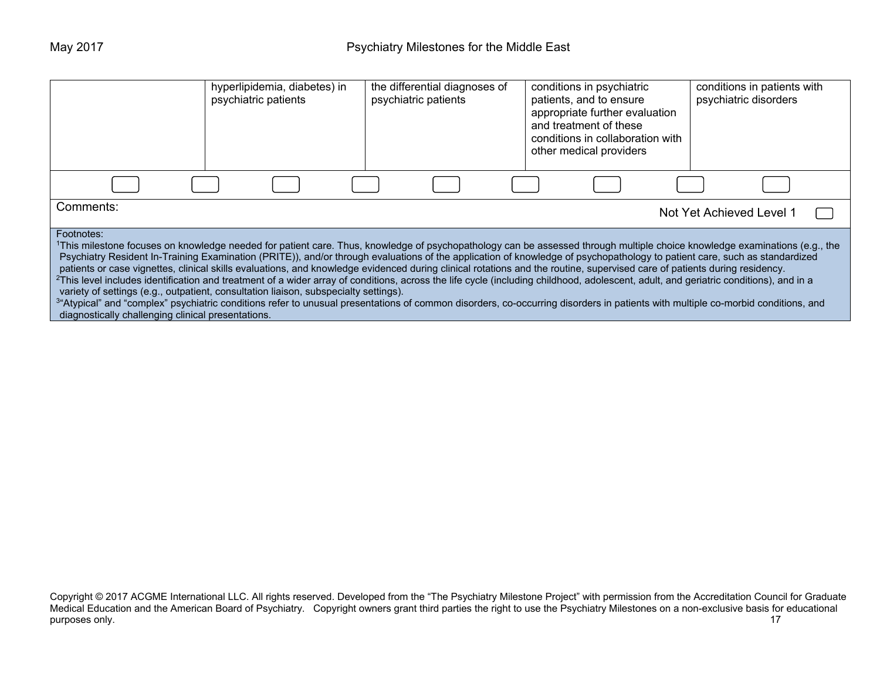| | | | | |
|---|---|---|---|---|
| | hyperlipidemia, diabetes) in psychiatric patients | the differential diagnoses of psychiatric patients | conditions in psychiatric patients, and to ensure appropriate further evaluation and treatment of these conditions in collaboration with other medical providers | conditions in patients with psychiatric disorders |

Comments:

Not Yet Achieved Level 1

Footnotes:

[1]This milestone focuses on knowledge needed for patient care. Thus, knowledge of psychopathology can be assessed through multiple choice knowledge examinations (e.g., the Psychiatry Resident In-Training Examination (PRITE)), and/or through evaluations of the application of knowledge of psychopathology to patient care, such as standardized patients or case vignettes, clinical skills evaluations, and knowledge evidenced during clinical rotations and the routine, supervised care of patients during residency.

[2]This level includes identification and treatment of a wider array of conditions, across the life cycle (including childhood, adolescent, adult, and geriatric conditions), and in a variety of settings (e.g., outpatient, consultation liaison, subspecialty settings).

[3]"Atypical" and "complex" psychiatric conditions refer to unusual presentations of common disorders, co-occurring disorders in patients with multiple co-morbid conditions, and diagnostically challenging clinical presentations.

Copyright © 2017 ACGME International LLC. All rights reserved. Developed from the "The Psychiatry Milestone Project" with permission from the Accreditation Council for Graduate Medical Education and the American Board of Psychiatry. Copyright owners grant third parties the right to use the Psychiatry Milestones on a non-exclusive basis for educational purposes only.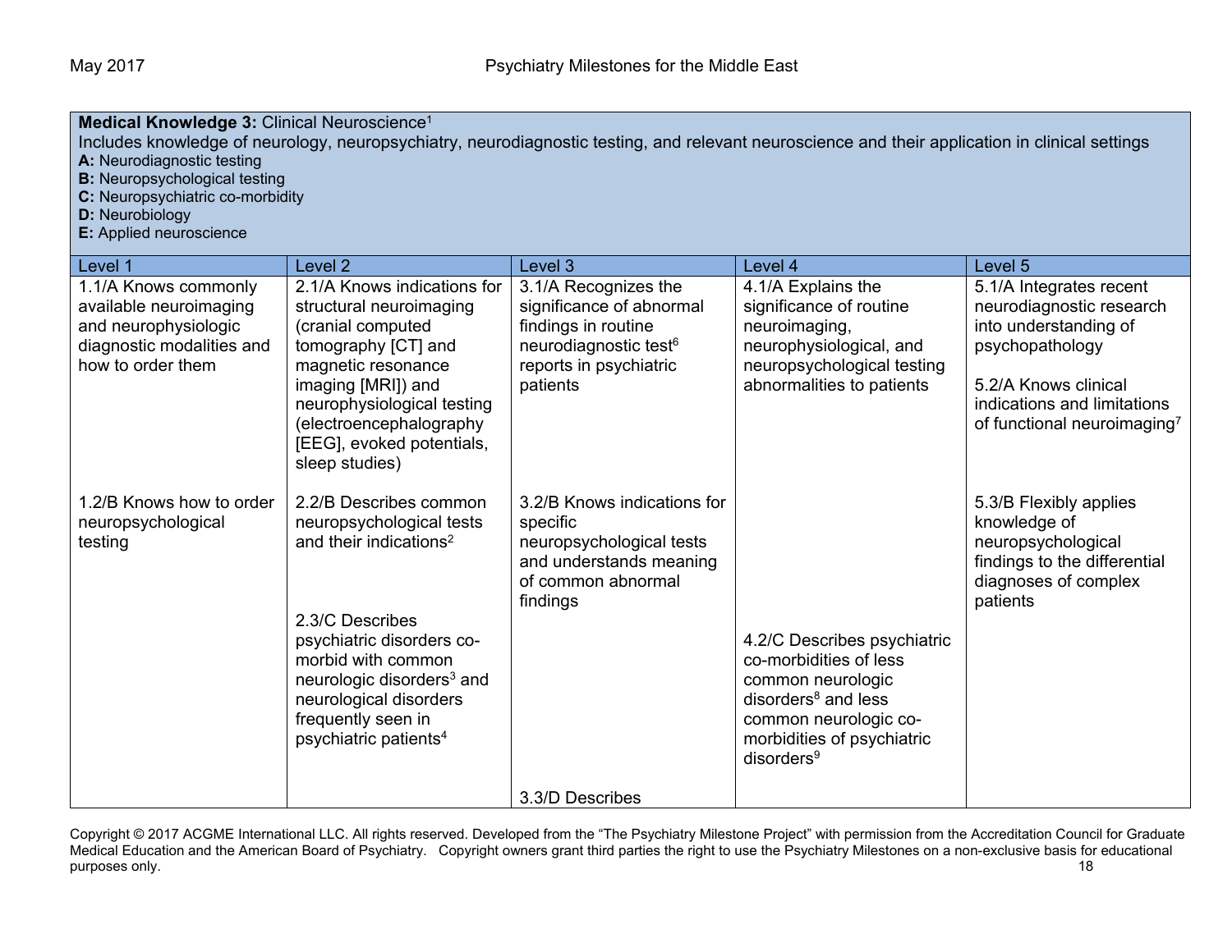**Medical Knowledge 3:** Clinical Neuroscience[1]
Includes knowledge of neurology, neuropsychiatry, neurodiagnostic testing, and relevant neuroscience and their application in clinical settings
**A:** Neurodiagnostic testing
**B:** Neuropsychological testing
**C:** Neuropsychiatric co-morbidity
**D:** Neurobiology
**E:** Applied neuroscience

| Level 1 | Level 2 | Level 3 | Level 4 | Level 5 |
|---|---|---|---|---|
| 1.1/A Knows commonly available neuroimaging and neurophysiologic diagnostic modalities and how to order them | 2.1/A Knows indications for structural neuroimaging (cranial computed tomography [CT] and magnetic resonance imaging [MRI]) and neurophysiological testing (electroencephalography [EEG], evoked potentials, sleep studies) | 3.1/A Recognizes the significance of abnormal findings in routine neurodiagnostic test[6] reports in psychiatric patients | 4.1/A Explains the significance of routine neuroimaging, neurophysiological, and neuropsychological testing abnormalities to patients | 5.1/A Integrates recent neurodiagnostic research into understanding of psychopathology<br><br>5.2/A Knows clinical indications and limitations of functional neuroimaging[7] |
| 1.2/B Knows how to order neuropsychological testing | 2.2/B Describes common neuropsychological tests and their indications[2] | 3.2/B Knows indications for specific neuropsychological tests and understands meaning of common abnormal findings | | 5.3/B Flexibly applies knowledge of neuropsychological findings to the differential diagnoses of complex patients |
| | 2.3/C Describes psychiatric disorders co-morbid with common neurologic disorders[3] and neurological disorders frequently seen in psychiatric patients[4] | | 4.2/C Describes psychiatric co-morbidities of less common neurologic disorders[8] and less common neurologic co-morbidities of psychiatric disorders[9] | |
| | | 3.3/D Describes | | |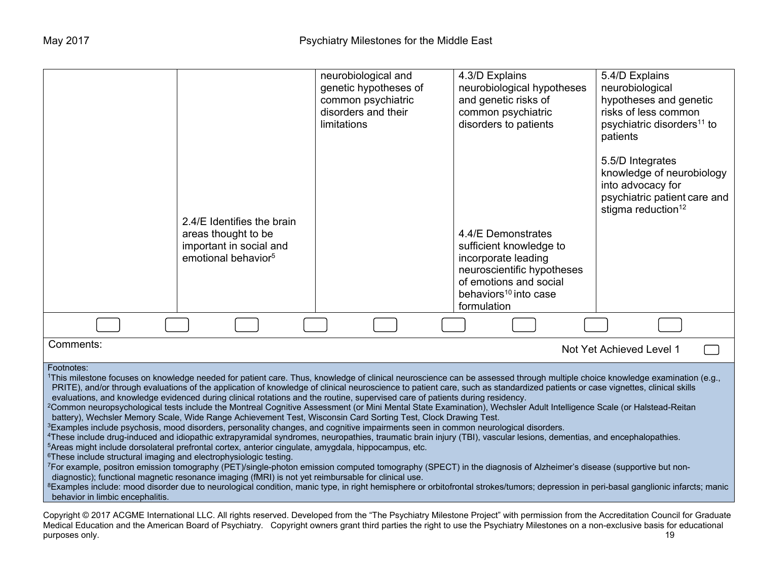| | | | | |
|---|---|---|---|---|
| | 2.4/E Identifies the brain areas thought to be important in social and emotional behavior[5] | neurobiological and genetic hypotheses of common psychiatric disorders and their limitations | 4.3/D Explains neurobiological hypotheses and genetic risks of common psychiatric disorders to patients<br><br>4.4/E Demonstrates sufficient knowledge to incorporate leading neuroscientific hypotheses of emotions and social behaviors[10] into case formulation | 5.4/D Explains neurobiological hypotheses and genetic risks of less common psychiatric disorders[11] to patients<br><br>5.5/D Integrates knowledge of neurobiology into advocacy for psychiatric patient care and stigma reduction[12] |

Comments:

Not Yet Achieved Level 1

Footnotes:

[1]This milestone focuses on knowledge needed for patient care. Thus, knowledge of clinical neuroscience can be assessed through multiple choice knowledge examination (e.g., PRITE), and/or through evaluations of the application of knowledge of clinical neuroscience to patient care, such as standardized patients or case vignettes, clinical skills evaluations, and knowledge evidenced during clinical rotations and the routine, supervised care of patients during residency.

[2]Common neuropsychological tests include the Montreal Cognitive Assessment (or Mini Mental State Examination), Wechsler Adult Intelligence Scale (or Halstead-Reitan battery), Wechsler Memory Scale, Wide Range Achievement Test, Wisconsin Card Sorting Test, Clock Drawing Test.

[3]Examples include psychosis, mood disorders, personality changes, and cognitive impairments seen in common neurological disorders.

[4]These include drug-induced and idiopathic extrapyramidal syndromes, neuropathies, traumatic brain injury (TBI), vascular lesions, dementias, and encephalopathies.

[5]Areas might include dorsolateral prefrontal cortex, anterior cingulate, amygdala, hippocampus, etc.

[6]These include structural imaging and electrophysiologic testing.

[7]For example, positron emission tomography (PET)/single-photon emission computed tomography (SPECT) in the diagnosis of Alzheimer's disease (supportive but non-diagnostic); functional magnetic resonance imaging (fMRI) is not yet reimbursable for clinical use.

[8]Examples include: mood disorder due to neurological condition, manic type, in right hemisphere or orbitofrontal strokes/tumors; depression in peri-basal ganglionic infarcts; manic behavior in limbic encephalitis.

Copyright © 2017 ACGME International LLC. All rights reserved. Developed from the "The Psychiatry Milestone Project" with permission from the Accreditation Council for Graduate Medical Education and the American Board of Psychiatry. Copyright owners grant third parties the right to use the Psychiatry Milestones on a non-exclusive basis for educational purposes only.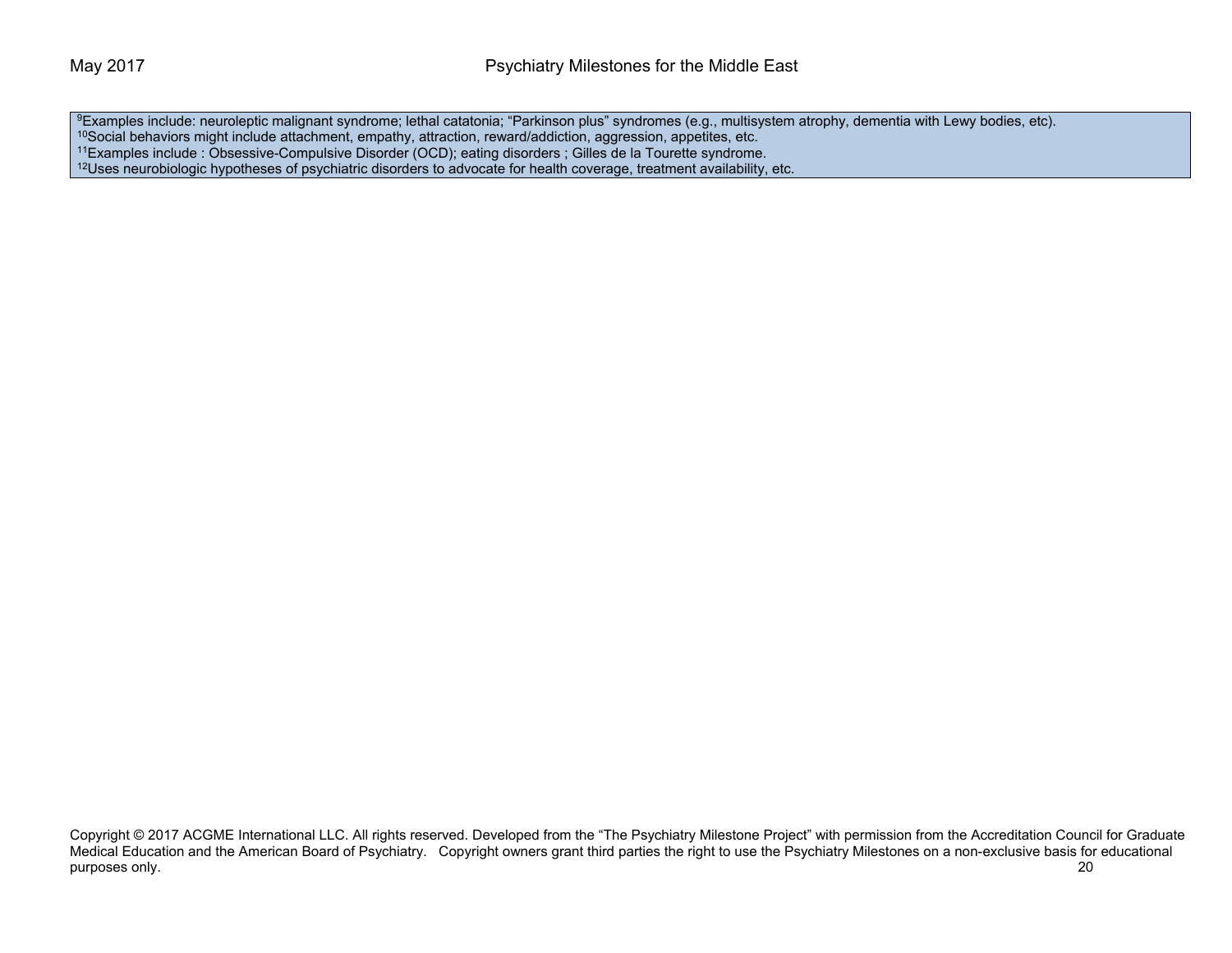[9]Examples include: neuroleptic malignant syndrome; lethal catatonia; “Parkinson plus” syndromes (e.g., multisystem atrophy, dementia with Lewy bodies, etc).
[10]Social behaviors might include attachment, empathy, attraction, reward/addiction, aggression, appetites, etc.
[11]Examples include : Obsessive-Compulsive Disorder (OCD); eating disorders ; Gilles de la Tourette syndrome.
[12]Uses neurobiologic hypotheses of psychiatric disorders to advocate for health coverage, treatment availability, etc.

Copyright © 2017 ACGME International LLC. All rights reserved. Developed from the “The Psychiatry Milestone Project” with permission from the Accreditation Council for Graduate Medical Education and the American Board of Psychiatry. Copyright owners grant third parties the right to use the Psychiatry Milestones on a non-exclusive basis for educational purposes only.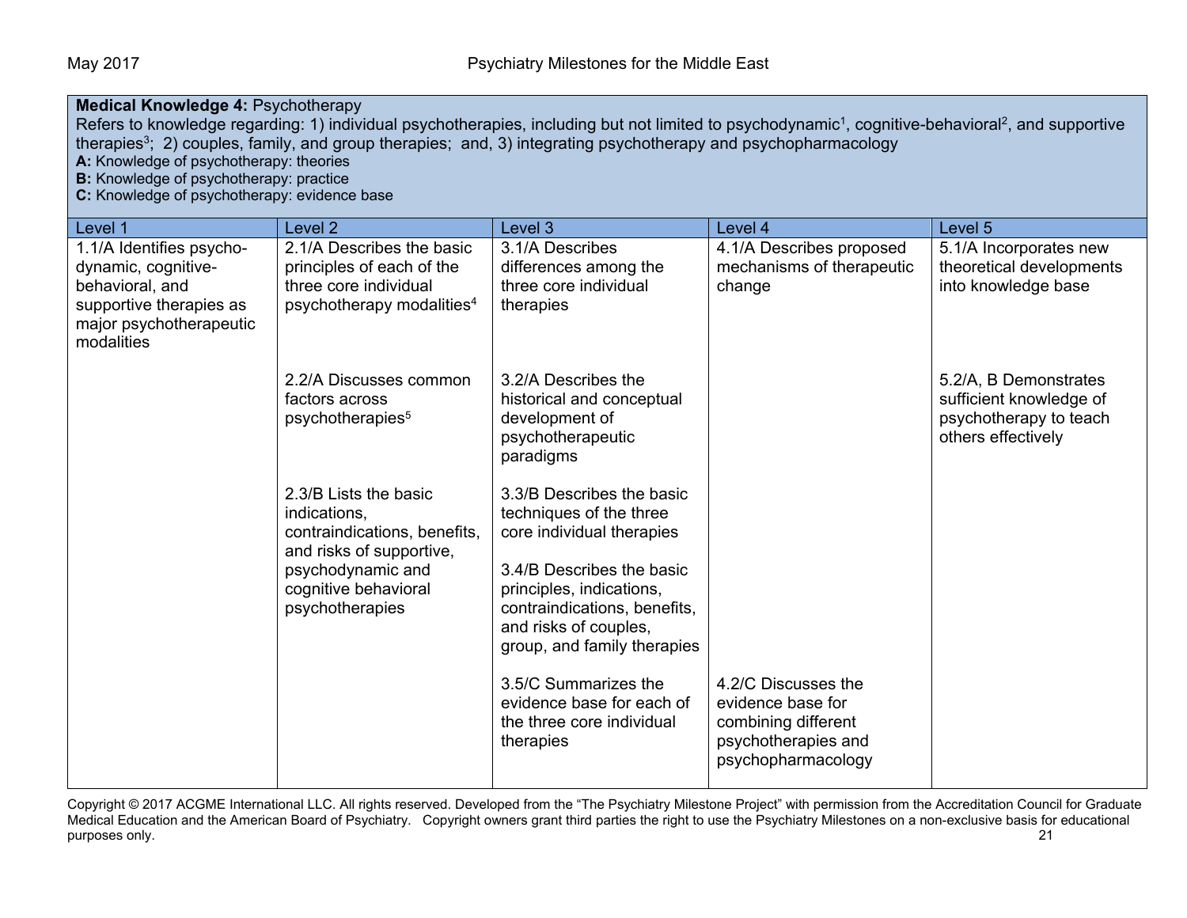**Medical Knowledge 4:** Psychotherapy
Refers to knowledge regarding: 1) individual psychotherapies, including but not limited to psychodynamic[1], cognitive-behavioral[2], and supportive therapies[3]; 2) couples, family, and group therapies; and, 3) integrating psychotherapy and psychopharmacology
**A:** Knowledge of psychotherapy: theories
**B:** Knowledge of psychotherapy: practice
**C:** Knowledge of psychotherapy: evidence base

| Level 1 | Level 2 | Level 3 | Level 4 | Level 5 |
| --- | --- | --- | --- | --- |
| 1.1/A Identifies psycho-dynamic, cognitive-behavioral, and supportive therapies as major psychotherapeutic modalities | 2.1/A Describes the basic principles of each of the three core individual psychotherapy modalities[4] | 3.1/A Describes differences among the three core individual therapies | 4.1/A Describes proposed mechanisms of therapeutic change | 5.1/A Incorporates new theoretical developments into knowledge base |
| | 2.2/A Discusses common factors across psychotherapies[5] | 3.2/A Describes the historical and conceptual development of psychotherapeutic paradigms | | 5.2/A, B Demonstrates sufficient knowledge of psychotherapy to teach others effectively |
| | 2.3/B Lists the basic indications, contraindications, benefits, and risks of supportive, psychodynamic and cognitive behavioral psychotherapies | 3.3/B Describes the basic techniques of the three core individual therapies<br><br>3.4/B Describes the basic principles, indications, contraindications, benefits, and risks of couples, group, and family therapies | | |
| | | 3.5/C Summarizes the evidence base for each of the three core individual therapies | 4.2/C Discusses the evidence base for combining different psychotherapies and psychopharmacology | |

Copyright © 2017 ACGME International LLC. All rights reserved. Developed from the "The Psychiatry Milestone Project" with permission from the Accreditation Council for Graduate Medical Education and the American Board of Psychiatry. Copyright owners grant third parties the right to use the Psychiatry Milestones on a non-exclusive basis for educational purposes only.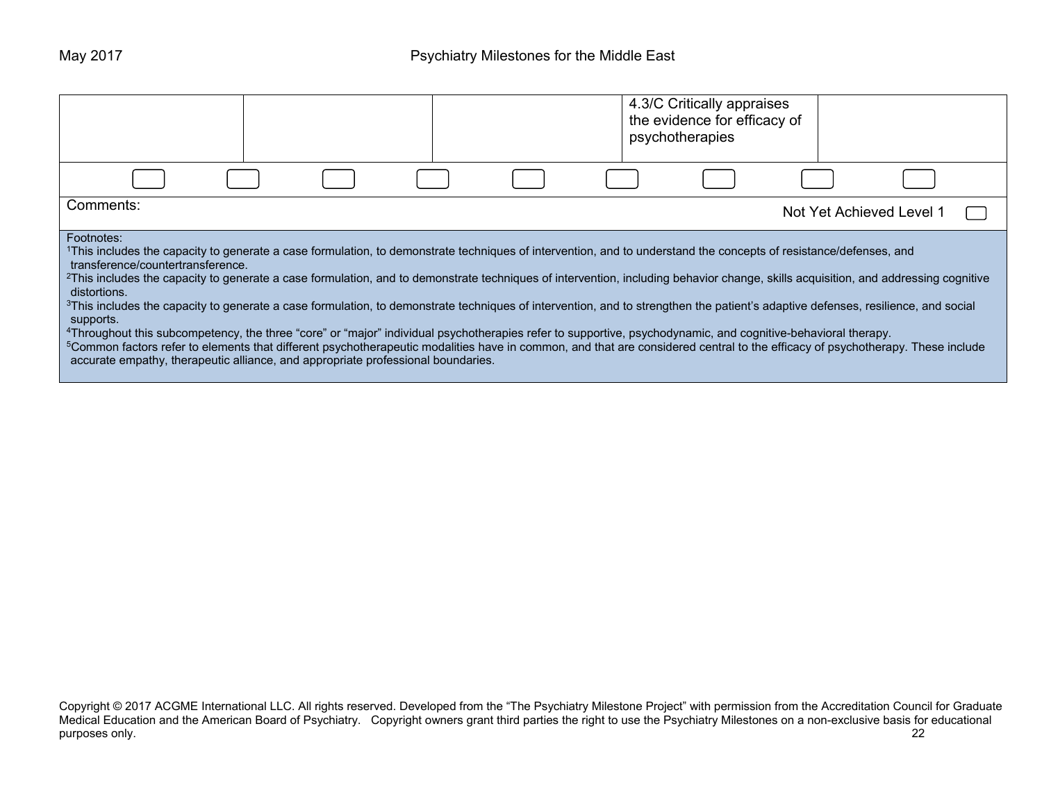| | | | | |
|---|---|---|---|---|
| | | | 4.3/C Critically appraises the evidence for efficacy of psychotherapies | |

Comments: Not Yet Achieved Level 1

Footnotes:
[1]This includes the capacity to generate a case formulation, to demonstrate techniques of intervention, and to understand the concepts of resistance/defenses, and transference/countertransference.
[2]This includes the capacity to generate a case formulation, and to demonstrate techniques of intervention, including behavior change, skills acquisition, and addressing cognitive distortions.
[3]This includes the capacity to generate a case formulation, to demonstrate techniques of intervention, and to strengthen the patient's adaptive defenses, resilience, and social supports.
[4]Throughout this subcompetency, the three "core" or "major" individual psychotherapies refer to supportive, psychodynamic, and cognitive-behavioral therapy.
[5]Common factors refer to elements that different psychotherapeutic modalities have in common, and that are considered central to the efficacy of psychotherapy. These include accurate empathy, therapeutic alliance, and appropriate professional boundaries.

Copyright © 2017 ACGME International LLC. All rights reserved. Developed from the "The Psychiatry Milestone Project" with permission from the Accreditation Council for Graduate Medical Education and the American Board of Psychiatry. Copyright owners grant third parties the right to use the Psychiatry Milestones on a non-exclusive basis for educational purposes only.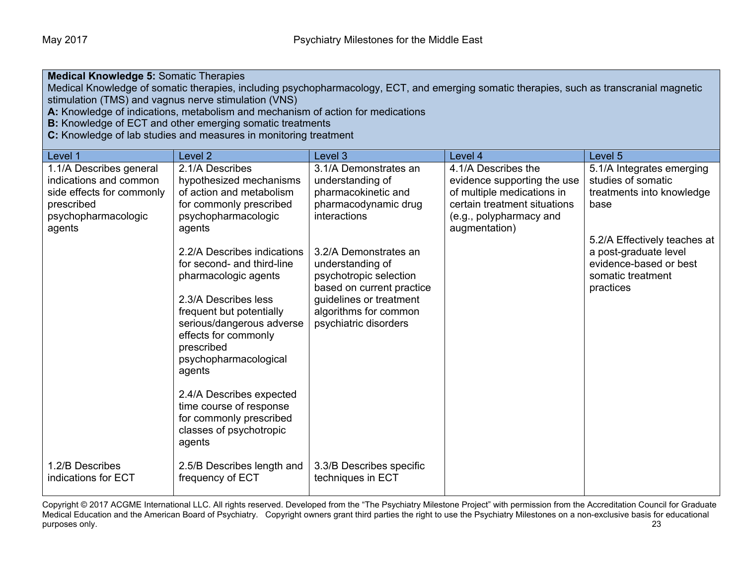**Medical Knowledge 5:** Somatic Therapies
Medical Knowledge of somatic therapies, including psychopharmacology, ECT, and emerging somatic therapies, such as transcranial magnetic stimulation (TMS) and vagnus nerve stimulation (VNS)
**A:** Knowledge of indications, metabolism and mechanism of action for medications
**B:** Knowledge of ECT and other emerging somatic treatments
**C:** Knowledge of lab studies and measures in monitoring treatment

| Level 1 | Level 2 | Level 3 | Level 4 | Level 5 |
|---|---|---|---|---|
| 1.1/A Describes general indications and common side effects for commonly prescribed psychopharmacologic agents | 2.1/A Describes hypothesized mechanisms of action and metabolism for commonly prescribed psychopharmacologic agents<br><br>2.2/A Describes indications for second- and third-line pharmacologic agents<br><br>2.3/A Describes less frequent but potentially serious/dangerous adverse effects for commonly prescribed psychopharmacological agents<br><br>2.4/A Describes expected time course of response for commonly prescribed classes of psychotropic agents | 3.1/A Demonstrates an understanding of pharmacokinetic and pharmacodynamic drug interactions<br><br>3.2/A Demonstrates an understanding of psychotropic selection based on current practice guidelines or treatment algorithms for common psychiatric disorders | 4.1/A Describes the evidence supporting the use of multiple medications in certain treatment situations (e.g., polypharmacy and augmentation) | 5.1/A Integrates emerging studies of somatic treatments into knowledge base<br><br>5.2/A Effectively teaches at a post-graduate level evidence-based or best somatic treatment practices |
| 1.2/B Describes indications for ECT | 2.5/B Describes length and frequency of ECT | 3.3/B Describes specific techniques in ECT | | |

Copyright © 2017 ACGME International LLC. All rights reserved. Developed from the "The Psychiatry Milestone Project" with permission from the Accreditation Council for Graduate Medical Education and the American Board of Psychiatry. Copyright owners grant third parties the right to use the Psychiatry Milestones on a non-exclusive basis for educational purposes only.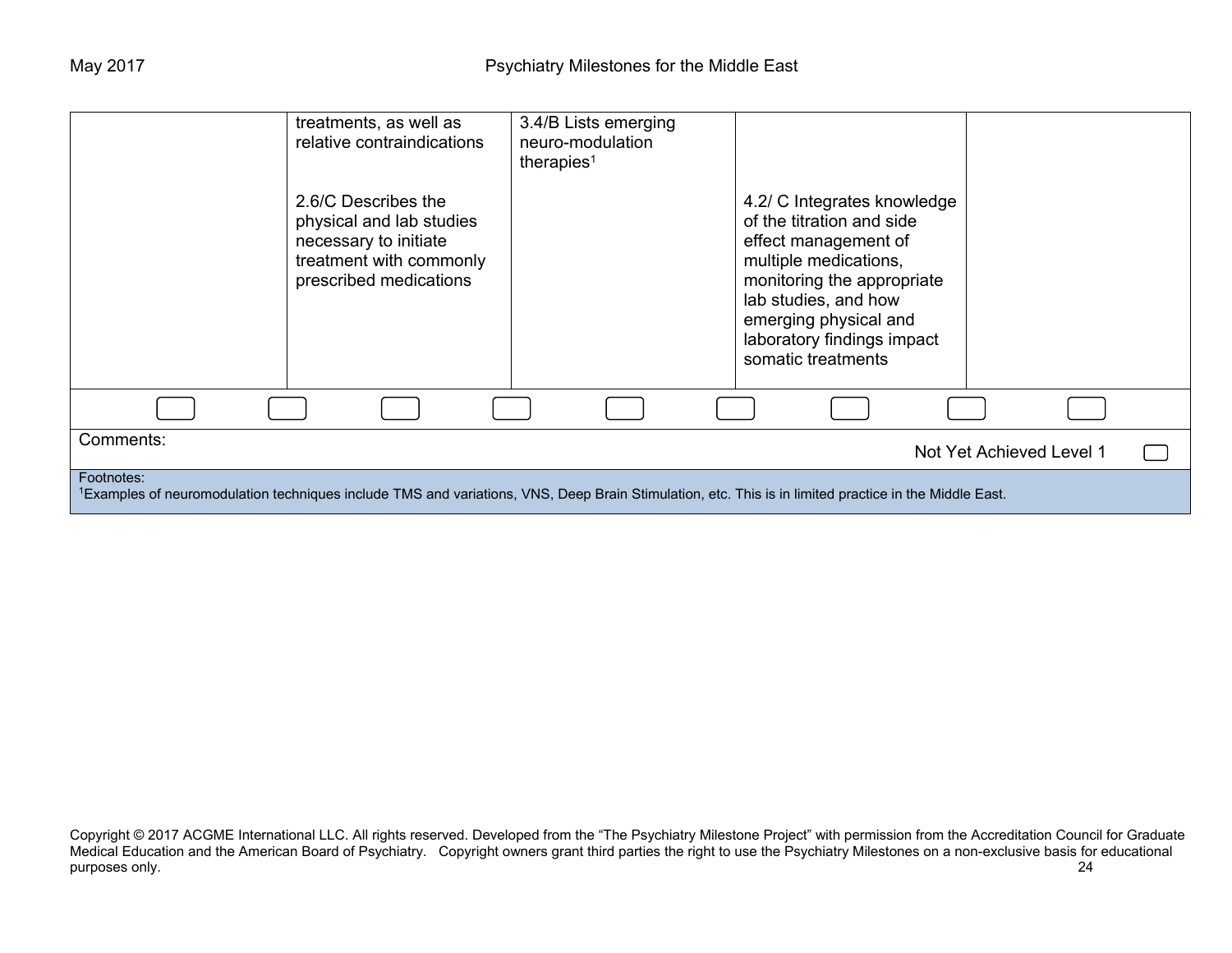| | | | | |
|---|---|---|---|---|
| | treatments, as well as relative contraindications<br><br>2.6/C Describes the physical and lab studies necessary to initiate treatment with commonly prescribed medications | 3.4/B Lists emerging neuro-modulation therapies[1] | <br><br>4.2/ C Integrates knowledge of the titration and side effect management of multiple medications, monitoring the appropriate lab studies, and how emerging physical and laboratory findings impact somatic treatments | |

Comments:

Not Yet Achieved Level 1

Footnotes:
[1]Examples of neuromodulation techniques include TMS and variations, VNS, Deep Brain Stimulation, etc. This is in limited practice in the Middle East.

Copyright © 2017 ACGME International LLC. All rights reserved. Developed from the "The Psychiatry Milestone Project" with permission from the Accreditation Council for Graduate Medical Education and the American Board of Psychiatry. Copyright owners grant third parties the right to use the Psychiatry Milestones on a non-exclusive basis for educational purposes only.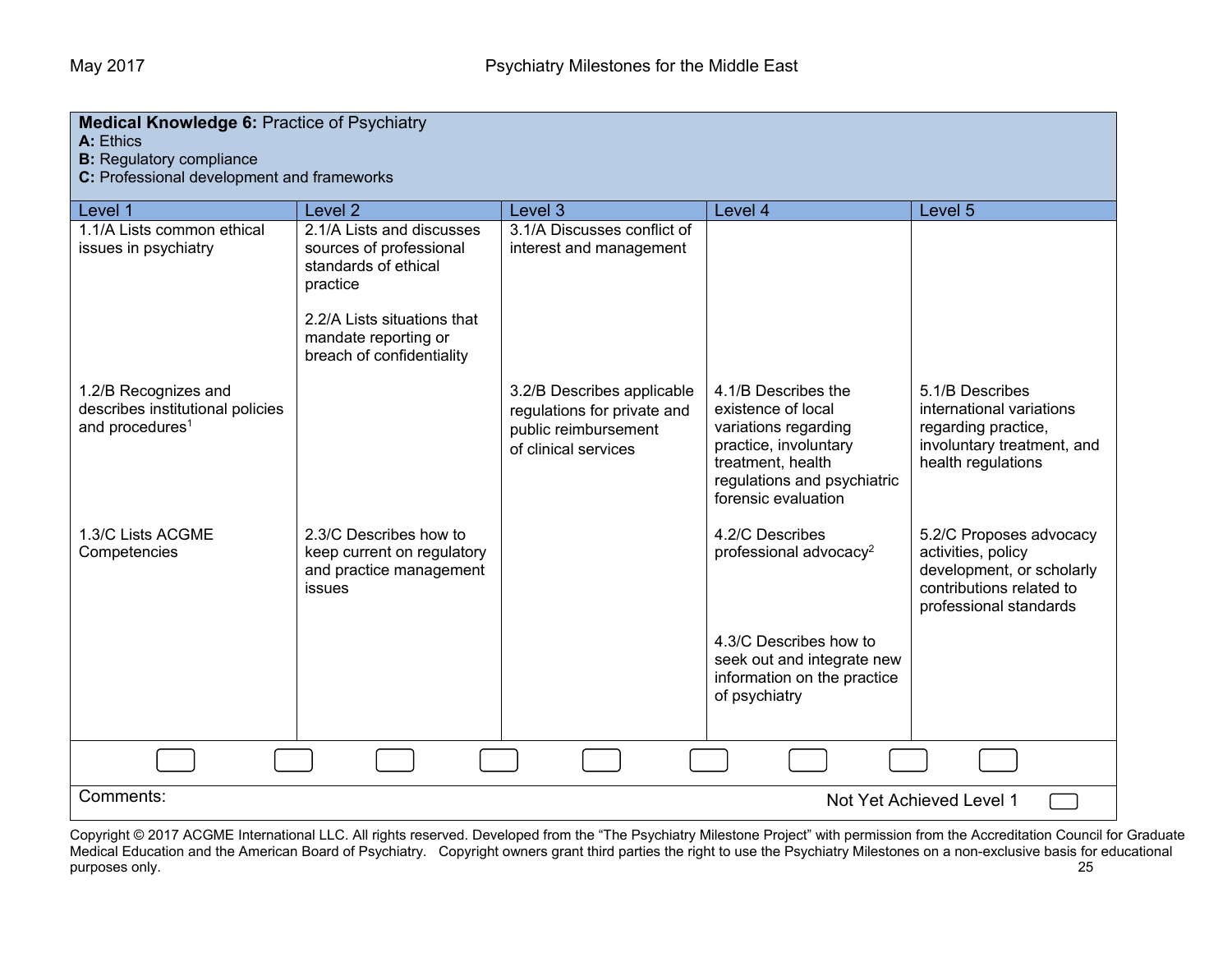**Medical Knowledge 6:** Practice of Psychiatry
**A:** Ethics
**B:** Regulatory compliance
**C:** Professional development and frameworks

| Level 1 | Level 2 | Level 3 | Level 4 | Level 5 |
|---|---|---|---|---|
| 1.1/A Lists common ethical issues in psychiatry | 2.1/A Lists and discusses sources of professional standards of ethical practice<br><br>2.2/A Lists situations that mandate reporting or breach of confidentiality | 3.1/A Discusses conflict of interest and management | | |
| 1.2/B Recognizes and describes institutional policies and procedures[1] | | 3.2/B Describes applicable regulations for private and public reimbursement of clinical services | 4.1/B Describes the existence of local variations regarding practice, involuntary treatment, health regulations and psychiatric forensic evaluation | 5.1/B Describes international variations regarding practice, involuntary treatment, and health regulations |
| 1.3/C Lists ACGME Competencies | 2.3/C Describes how to keep current on regulatory and practice management issues | | 4.2/C Describes professional advocacy[2]<br><br>4.3/C Describes how to seek out and integrate new information on the practice of psychiatry | 5.2/C Proposes advocacy activities, policy development, or scholarly contributions related to professional standards |

Comments:

Not Yet Achieved Level 1

Copyright © 2017 ACGME International LLC. All rights reserved. Developed from the "The Psychiatry Milestone Project" with permission from the Accreditation Council for Graduate Medical Education and the American Board of Psychiatry. Copyright owners grant third parties the right to use the Psychiatry Milestones on a non-exclusive basis for educational purposes only.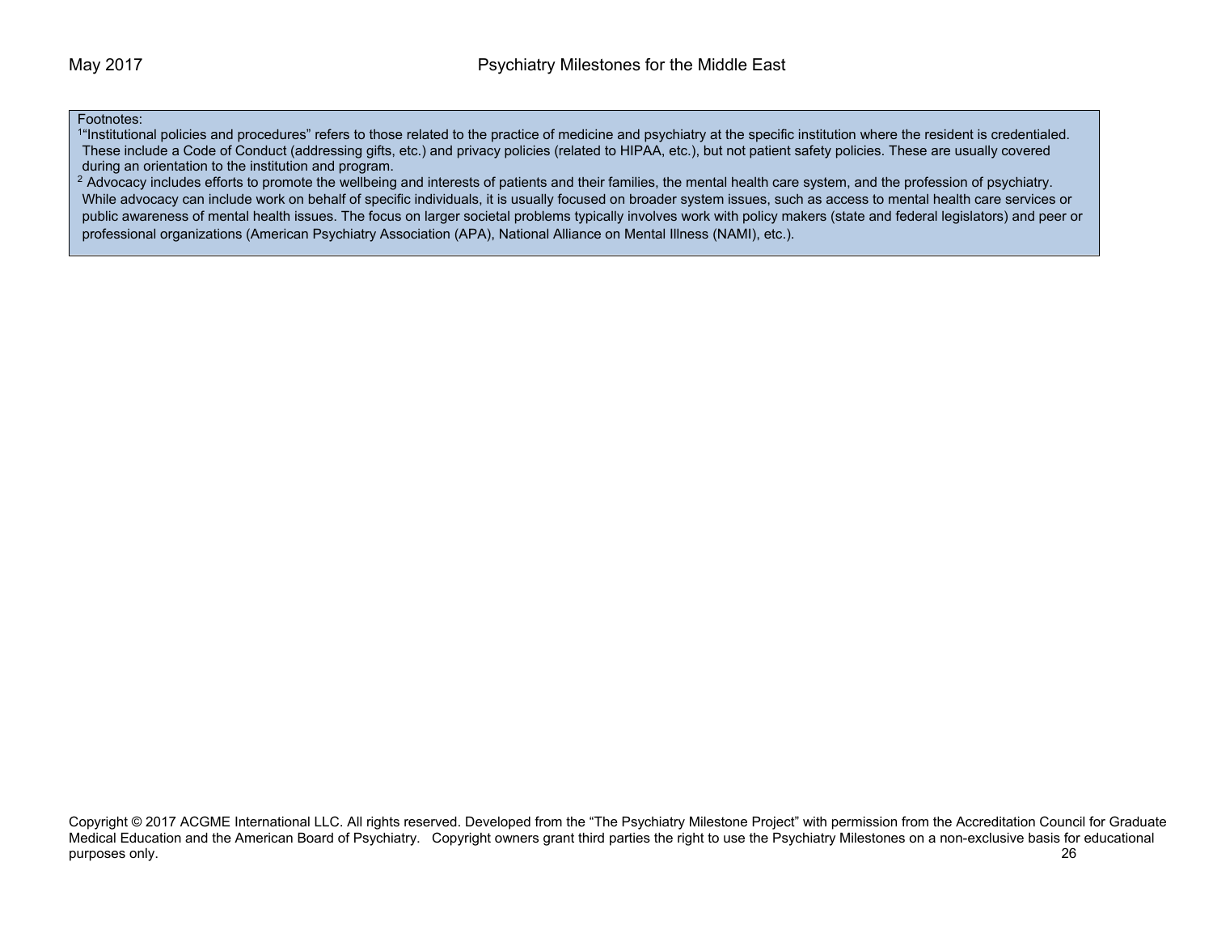Footnotes:

[1]"Institutional policies and procedures" refers to those related to the practice of medicine and psychiatry at the specific institution where the resident is credentialed. These include a Code of Conduct (addressing gifts, etc.) and privacy policies (related to HIPAA, etc.), but not patient safety policies. These are usually covered during an orientation to the institution and program.

[2] Advocacy includes efforts to promote the wellbeing and interests of patients and their families, the mental health care system, and the profession of psychiatry. While advocacy can include work on behalf of specific individuals, it is usually focused on broader system issues, such as access to mental health care services or public awareness of mental health issues. The focus on larger societal problems typically involves work with policy makers (state and federal legislators) and peer or professional organizations (American Psychiatry Association (APA), National Alliance on Mental Illness (NAMI), etc.).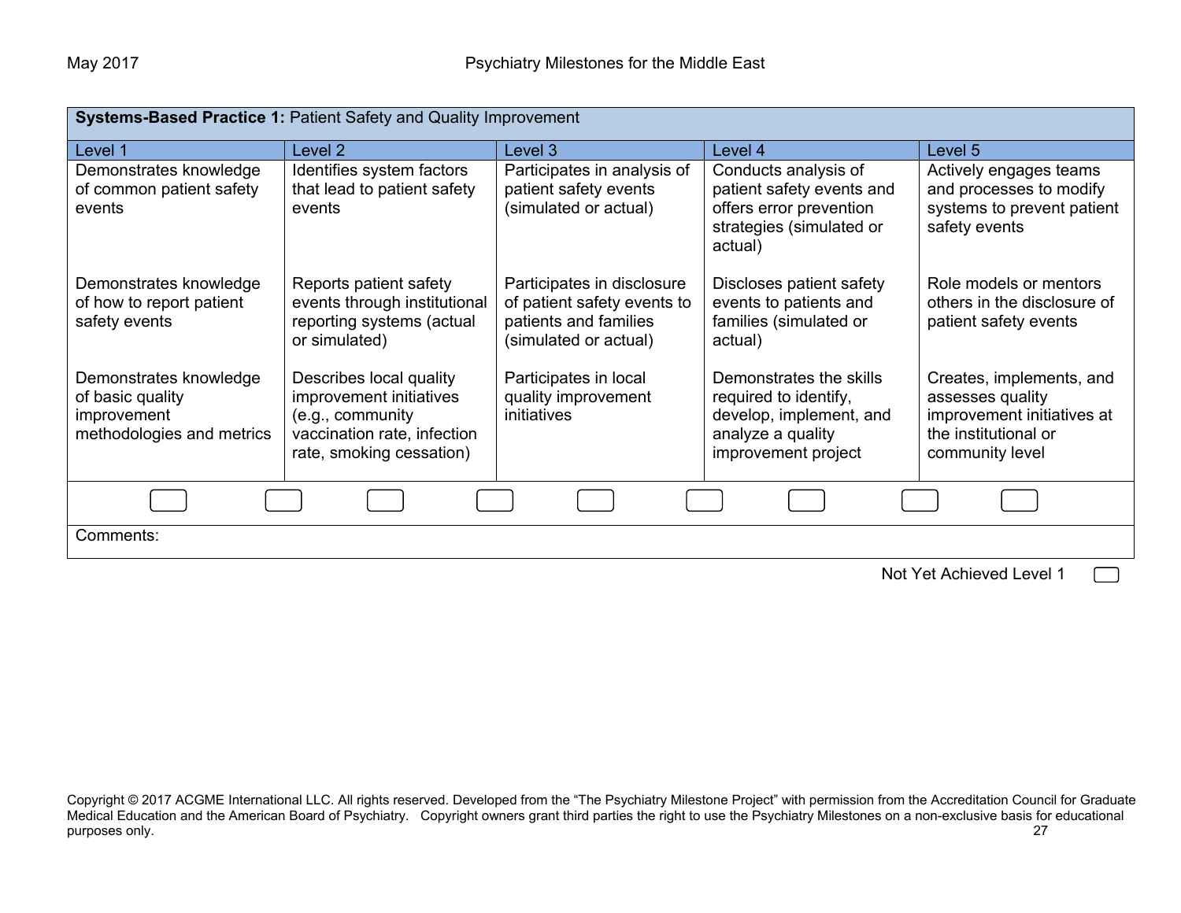| **Systems-Based Practice 1:** Patient Safety and Quality Improvement | | | | |
|---|---|---|---|---|
| Level 1 | Level 2 | Level 3 | Level 4 | Level 5 |
| Demonstrates knowledge of common patient safety events | Identifies system factors that lead to patient safety events | Participates in analysis of patient safety events (simulated or actual) | Conducts analysis of patient safety events and offers error prevention strategies (simulated or actual) | Actively engages teams and processes to modify systems to prevent patient safety events |
| Demonstrates knowledge of how to report patient safety events | Reports patient safety events through institutional reporting systems (actual or simulated) | Participates in disclosure of patient safety events to patients and families (simulated or actual) | Discloses patient safety events to patients and families (simulated or actual) | Role models or mentors others in the disclosure of patient safety events |
| Demonstrates knowledge of basic quality improvement methodologies and metrics | Describes local quality improvement initiatives (e.g., community vaccination rate, infection rate, smoking cessation) | Participates in local quality improvement initiatives | Demonstrates the skills required to identify, develop, implement, and analyze a quality improvement project | Creates, implements, and assesses quality improvement initiatives at the institutional or community level |

Comments:

Not Yet Achieved Level 1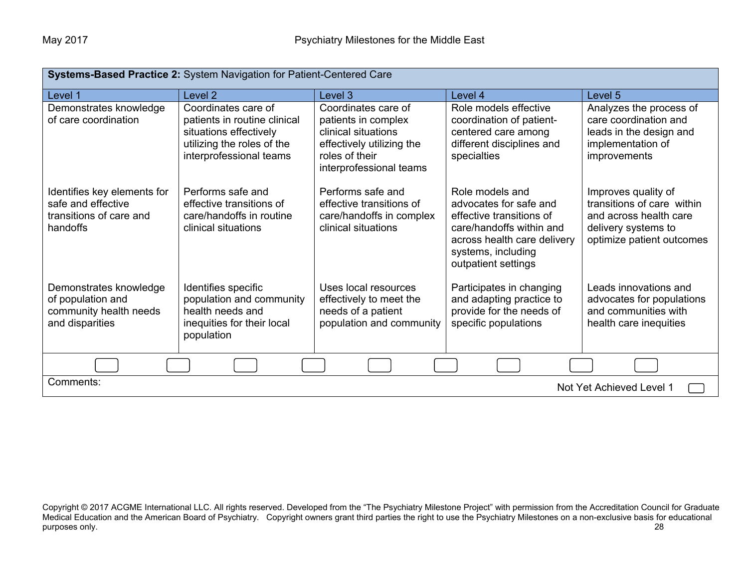| **Systems-Based Practice 2:** System Navigation for Patient-Centered Care | | | | |
|---|---|---|---|---|
| Level 1 | Level 2 | Level 3 | Level 4 | Level 5 |
| Demonstrates knowledge of care coordination | Coordinates care of patients in routine clinical situations effectively utilizing the roles of the interprofessional teams | Coordinates care of patients in complex clinical situations effectively utilizing the roles of their interprofessional teams | Role models effective coordination of patient-centered care among different disciplines and specialties | Analyzes the process of care coordination and leads in the design and implementation of improvements |
| Identifies key elements for safe and effective transitions of care and handoffs | Performs safe and effective transitions of care/handoffs in routine clinical situations | Performs safe and effective transitions of care/handoffs in complex clinical situations | Role models and advocates for safe and effective transitions of care/handoffs within and across health care delivery systems, including outpatient settings | Improves quality of transitions of care within and across health care delivery systems to optimize patient outcomes |
| Demonstrates knowledge of population and community health needs and disparities | Identifies specific population and community health needs and inequities for their local population | Uses local resources effectively to meet the needs of a patient population and community | Participates in changing and adapting practice to provide for the needs of specific populations | Leads innovations and advocates for populations and communities with health care inequities |

Comments:

Not Yet Achieved Level 1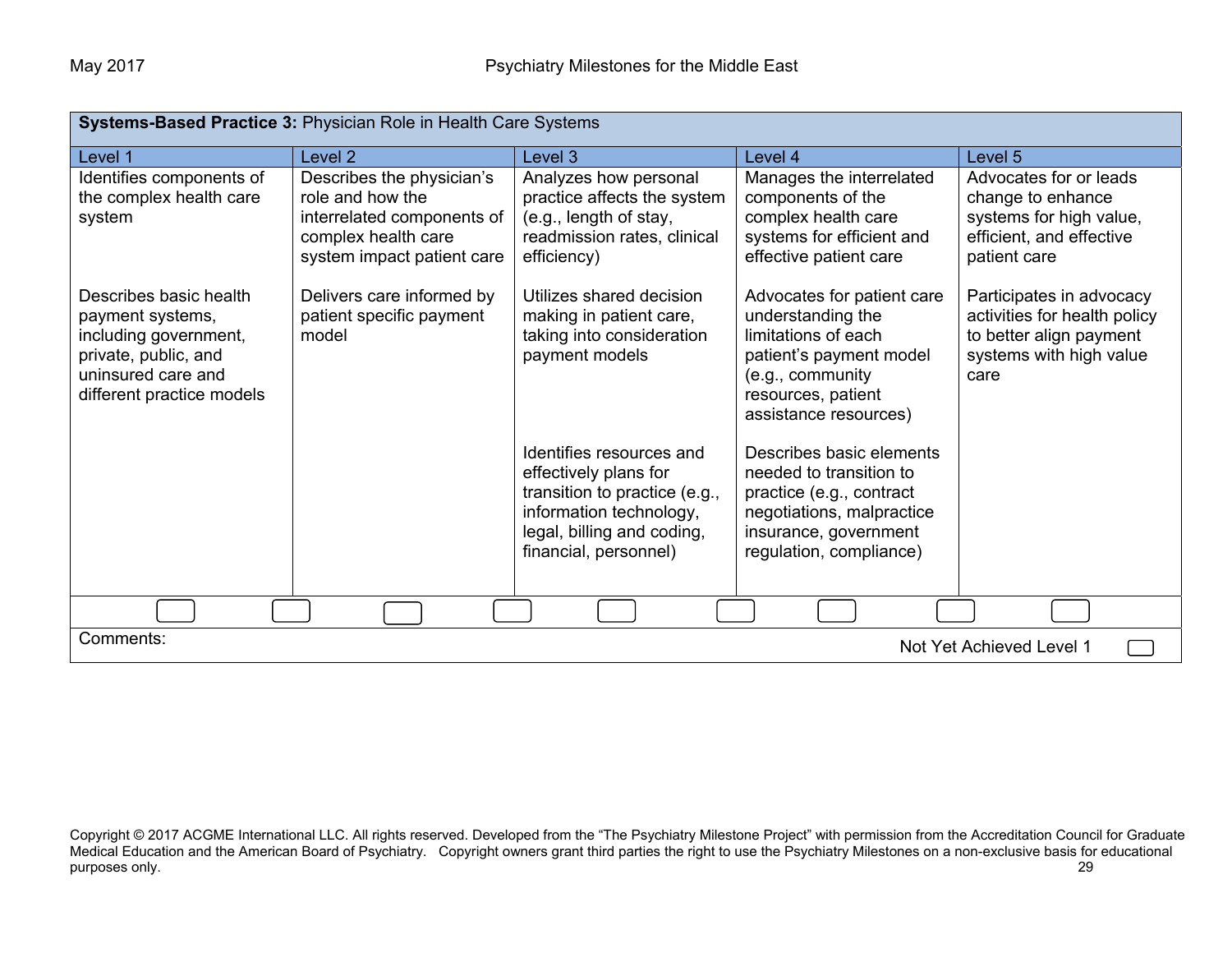| **Systems-Based Practice 3:** Physician Role in Health Care Systems | | | | |
|---|---|---|---|---|
| Level 1 | Level 2 | Level 3 | Level 4 | Level 5 |
| Identifies components of the complex health care system | Describes the physician's role and how the interrelated components of complex health care system impact patient care | Analyzes how personal practice affects the system (e.g., length of stay, readmission rates, clinical efficiency) | Manages the interrelated components of the complex health care systems for efficient and effective patient care | Advocates for or leads change to enhance systems for high value, efficient, and effective patient care |
| Describes basic health payment systems, including government, private, public, and uninsured care and different practice models | Delivers care informed by patient specific payment model | Utilizes shared decision making in patient care, taking into consideration payment models | Advocates for patient care understanding the limitations of each patient's payment model (e.g., community resources, patient assistance resources) | Participates in advocacy activities for health policy to better align payment systems with high value care |
| | | Identifies resources and effectively plans for transition to practice (e.g., information technology, legal, billing and coding, financial, personnel) | Describes basic elements needed to transition to practice (e.g., contract negotiations, malpractice insurance, government regulation, compliance) | |

Comments:

Not Yet Achieved Level 1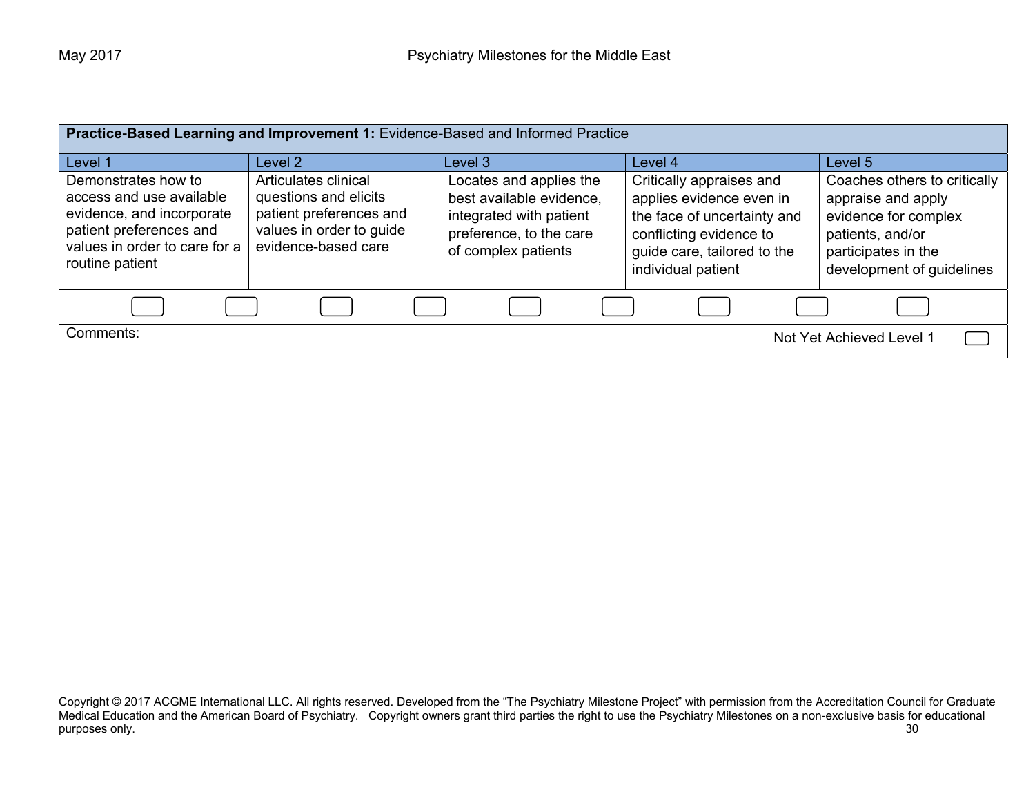| **Practice-Based Learning and Improvement 1:** Evidence-Based and Informed Practice | | | | |
|---|---|---|---|---|
| Level 1 | Level 2 | Level 3 | Level 4 | Level 5 |
| Demonstrates how to access and use available evidence, and incorporate patient preferences and values in order to care for a routine patient | Articulates clinical questions and elicits patient preferences and values in order to guide evidence-based care | Locates and applies the best available evidence, integrated with patient preference, to the care of complex patients | Critically appraises and applies evidence even in the face of uncertainty and conflicting evidence to guide care, tailored to the individual patient | Coaches others to critically appraise and apply evidence for complex patients, and/or participates in the development of guidelines |

Comments:

Not Yet Achieved Level 1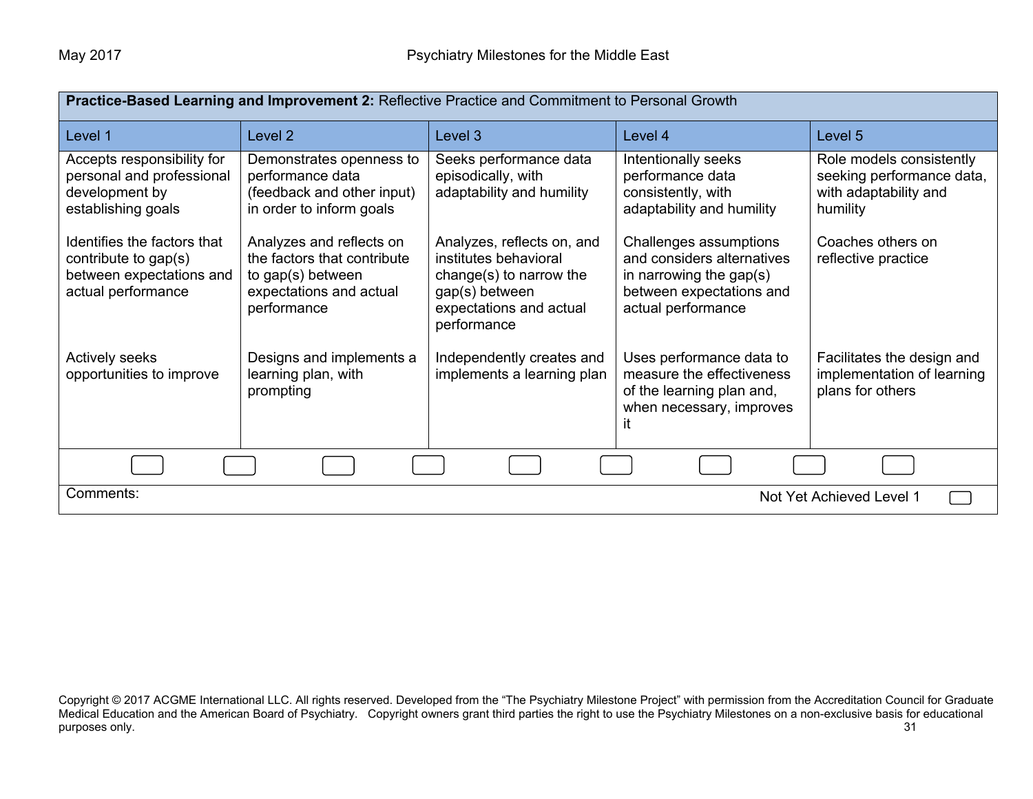| **Practice-Based Learning and Improvement 2:** Reflective Practice and Commitment to Personal Growth | | | | |
|---|---|---|---|---|
| Level 1 | Level 2 | Level 3 | Level 4 | Level 5 |
| Accepts responsibility for personal and professional development by establishing goals<br><br>Identifies the factors that contribute to gap(s) between expectations and actual performance<br><br>Actively seeks opportunities to improve | Demonstrates openness to performance data (feedback and other input) in order to inform goals<br><br>Analyzes and reflects on the factors that contribute to gap(s) between expectations and actual performance<br><br>Designs and implements a learning plan, with prompting | Seeks performance data episodically, with adaptability and humility<br><br>Analyzes, reflects on, and institutes behavioral change(s) to narrow the gap(s) between expectations and actual performance<br><br>Independently creates and implements a learning plan | Intentionally seeks performance data consistently, with adaptability and humility<br><br>Challenges assumptions and considers alternatives in narrowing the gap(s) between expectations and actual performance<br><br>Uses performance data to measure the effectiveness of the learning plan and, when necessary, improves it | Role models consistently seeking performance data, with adaptability and humility<br><br>Coaches others on reflective practice<br><br>Facilitates the design and implementation of learning plans for others |

Comments: Not Yet Achieved Level 1

Copyright © 2017 ACGME International LLC. All rights reserved. Developed from the "The Psychiatry Milestone Project" with permission from the Accreditation Council for Graduate Medical Education and the American Board of Psychiatry. Copyright owners grant third parties the right to use the Psychiatry Milestones on a non-exclusive basis for educational purposes only.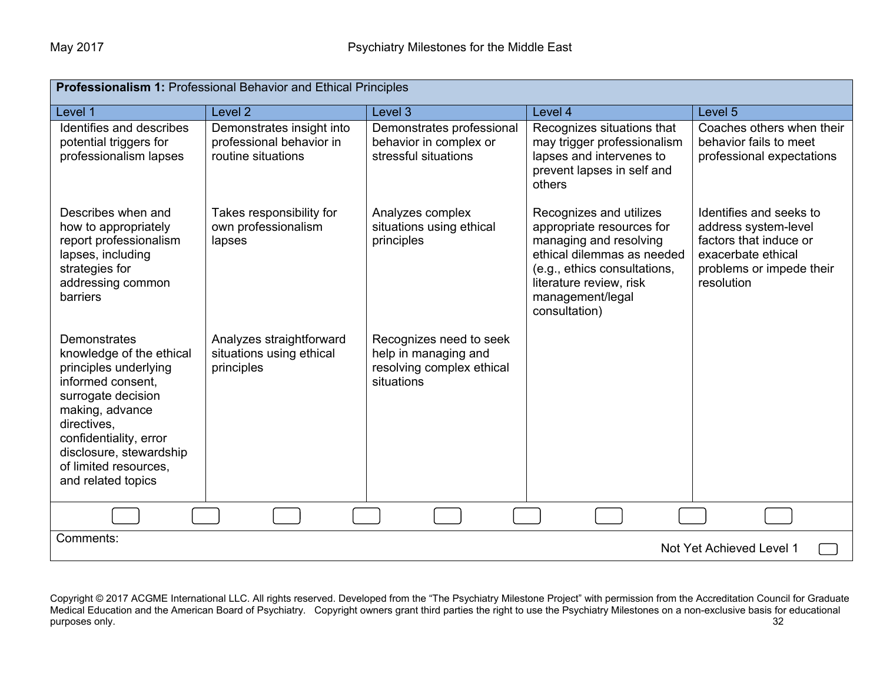| **Professionalism 1:** Professional Behavior and Ethical Principles | | | | |
|---|---|---|---|---|
| Level 1 | Level 2 | Level 3 | Level 4 | Level 5 |
| Identifies and describes potential triggers for professionalism lapses | Demonstrates insight into professional behavior in routine situations | Demonstrates professional behavior in complex or stressful situations | Recognizes situations that may trigger professionalism lapses and intervenes to prevent lapses in self and others | Coaches others when their behavior fails to meet professional expectations |
| Describes when and how to appropriately report professionalism lapses, including strategies for addressing common barriers | Takes responsibility for own professionalism lapses | Analyzes complex situations using ethical principles | Recognizes and utilizes appropriate resources for managing and resolving ethical dilemmas as needed (e.g., ethics consultations, literature review, risk management/legal consultation) | Identifies and seeks to address system-level factors that induce or exacerbate ethical problems or impede their resolution |
| Demonstrates knowledge of the ethical principles underlying informed consent, surrogate decision making, advance directives, confidentiality, error disclosure, stewardship of limited resources, and related topics | Analyzes straightforward situations using ethical principles | Recognizes need to seek help in managing and resolving complex ethical situations | | |

Comments:

Not Yet Achieved Level 1

Copyright © 2017 ACGME International LLC. All rights reserved. Developed from the "The Psychiatry Milestone Project" with permission from the Accreditation Council for Graduate Medical Education and the American Board of Psychiatry. Copyright owners grant third parties the right to use the Psychiatry Milestones on a non-exclusive basis for educational purposes only.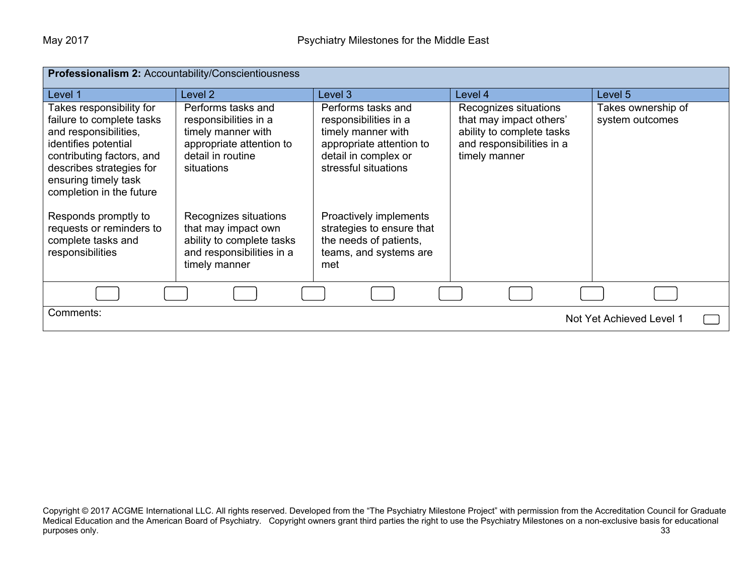| **Professionalism 2:** Accountability/Conscientiousness | | | | |
|---|---|---|---|---|
| Level 1 | Level 2 | Level 3 | Level 4 | Level 5 |
| Takes responsibility for failure to complete tasks and responsibilities, identifies potential contributing factors, and describes strategies for ensuring timely task completion in the future<br><br>Responds promptly to requests or reminders to complete tasks and responsibilities | Performs tasks and responsibilities in a timely manner with appropriate attention to detail in routine situations<br><br>Recognizes situations that may impact own ability to complete tasks and responsibilities in a timely manner | Performs tasks and responsibilities in a timely manner with appropriate attention to detail in complex or stressful situations<br><br>Proactively implements strategies to ensure that the needs of patients, teams, and systems are met | Recognizes situations that may impact others' ability to complete tasks and responsibilities in a timely manner | Takes ownership of system outcomes |

Comments:

Not Yet Achieved Level 1

Copyright © 2017 ACGME International LLC. All rights reserved. Developed from the "The Psychiatry Milestone Project" with permission from the Accreditation Council for Graduate Medical Education and the American Board of Psychiatry. Copyright owners grant third parties the right to use the Psychiatry Milestones on a non-exclusive basis for educational purposes only.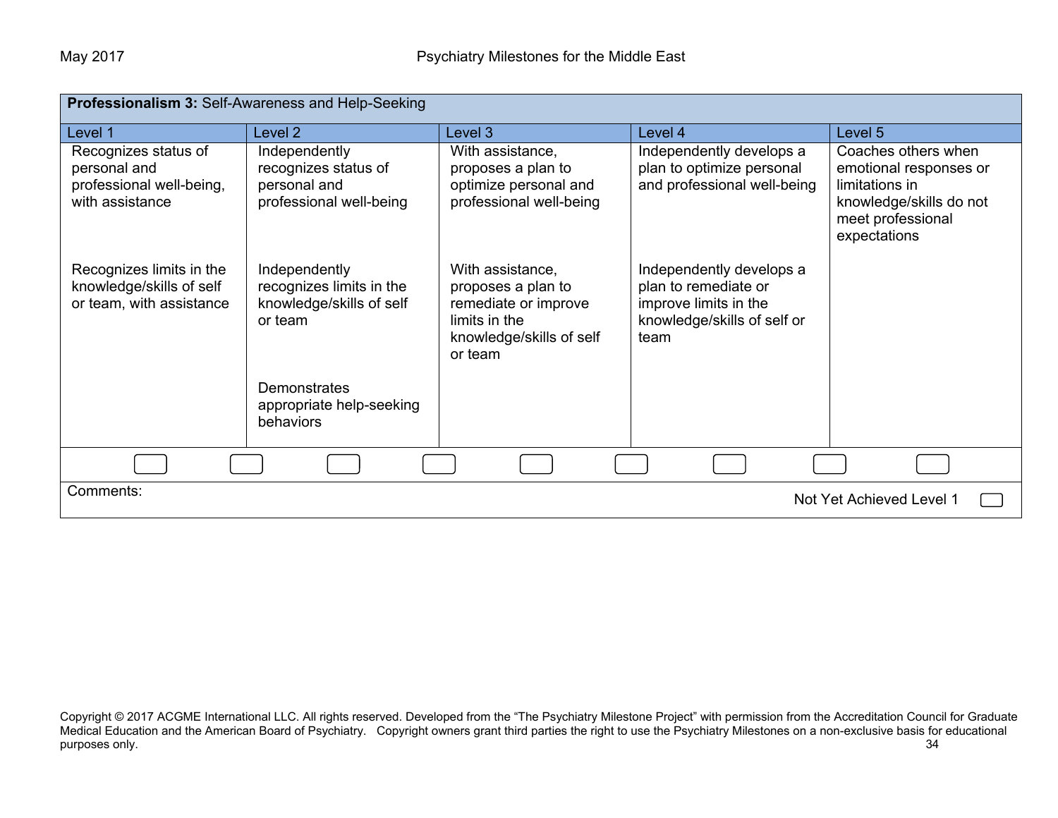**Professionalism 3:** Self-Awareness and Help-Seeking

| Level 1 | Level 2 | Level 3 | Level 4 | Level 5 |
|---|---|---|---|---|
| Recognizes status of personal and professional well-being, with assistance | Independently recognizes status of personal and professional well-being | With assistance, proposes a plan to optimize personal and professional well-being | Independently develops a plan to optimize personal and professional well-being | Coaches others when emotional responses or limitations in knowledge/skills do not meet professional expectations |
| Recognizes limits in the knowledge/skills of self or team, with assistance | Independently recognizes limits in the knowledge/skills of self or team | With assistance, proposes a plan to remediate or improve limits in the knowledge/skills of self or team | Independently develops a plan to remediate or improve limits in the knowledge/skills of self or team | |
| | Demonstrates appropriate help-seeking behaviors | | | |

Comments:

Not Yet Achieved Level 1

Copyright © 2017 ACGME International LLC. All rights reserved. Developed from the "The Psychiatry Milestone Project" with permission from the Accreditation Council for Graduate Medical Education and the American Board of Psychiatry. Copyright owners grant third parties the right to use the Psychiatry Milestones on a non-exclusive basis for educational purposes only.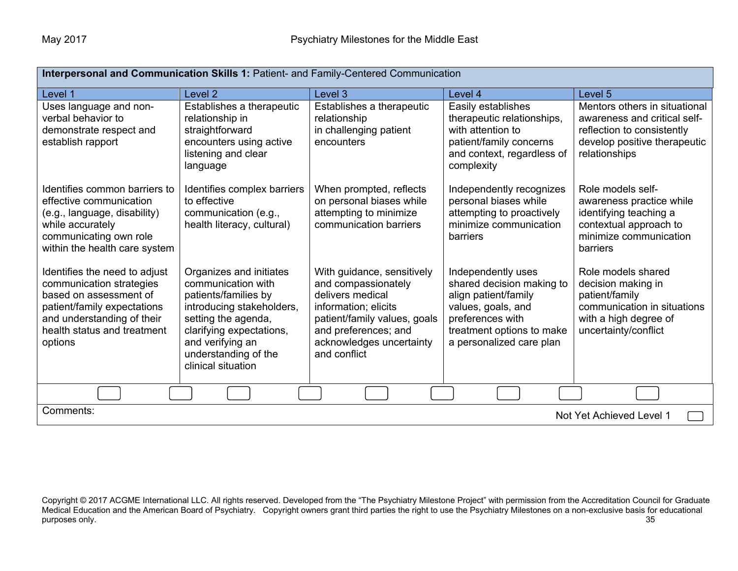| **Interpersonal and Communication Skills 1:** Patient- and Family-Centered Communication | | | | |
|---|---|---|---|---|
| Level 1 | Level 2 | Level 3 | Level 4 | Level 5 |
| Uses language and non-verbal behavior to demonstrate respect and establish rapport | Establishes a therapeutic relationship in straightforward encounters using active listening and clear language | Establishes a therapeutic relationship in challenging patient encounters | Easily establishes therapeutic relationships, with attention to patient/family concerns and context, regardless of complexity | Mentors others in situational awareness and critical self-reflection to consistently develop positive therapeutic relationships |
| Identifies common barriers to effective communication (e.g., language, disability) while accurately communicating own role within the health care system | Identifies complex barriers to effective communication (e.g., health literacy, cultural) | When prompted, reflects on personal biases while attempting to minimize communication barriers | Independently recognizes personal biases while attempting to proactively minimize communication barriers | Role models self-awareness practice while identifying teaching a contextual approach to minimize communication barriers |
| Identifies the need to adjust communication strategies based on assessment of patient/family expectations and understanding of their health status and treatment options | Organizes and initiates communication with patients/families by introducing stakeholders, setting the agenda, clarifying expectations, and verifying an understanding of the clinical situation | With guidance, sensitively and compassionately delivers medical information; elicits patient/family values, goals and preferences; and acknowledges uncertainty and conflict | Independently uses shared decision making to align patient/family values, goals, and preferences with treatment options to make a personalized care plan | Role models shared decision making in patient/family communication in situations with a high degree of uncertainty/conflict |

Comments:

Not Yet Achieved Level 1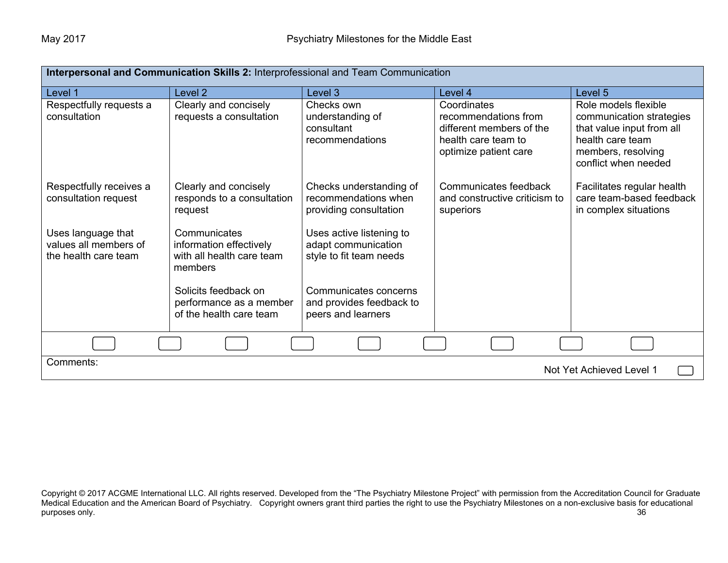**Interpersonal and Communication Skills 2:** Interprofessional and Team Communication

| Level 1 | Level 2 | Level 3 | Level 4 | Level 5 |
|---|---|---|---|---|
| Respectfully requests a consultation | Clearly and concisely requests a consultation | Checks own understanding of consultant recommendations | Coordinates recommendations from different members of the health care team to optimize patient care | Role models flexible communication strategies that value input from all health care team members, resolving conflict when needed |
| Respectfully receives a consultation request | Clearly and concisely responds to a consultation request | Checks understanding of recommendations when providing consultation | Communicates feedback and constructive criticism to superiors | Facilitates regular health care team-based feedback in complex situations |
| Uses language that values all members of the health care team | Communicates information effectively with all health care team members | Uses active listening to adapt communication style to fit team needs | | |
| | Solicits feedback on performance as a member of the health care team | Communicates concerns and provides feedback to peers and learners | | |

Comments:

Not Yet Achieved Level 1

Copyright © 2017 ACGME International LLC. All rights reserved. Developed from the "The Psychiatry Milestone Project" with permission from the Accreditation Council for Graduate Medical Education and the American Board of Psychiatry. Copyright owners grant third parties the right to use the Psychiatry Milestones on a non-exclusive basis for educational purposes only.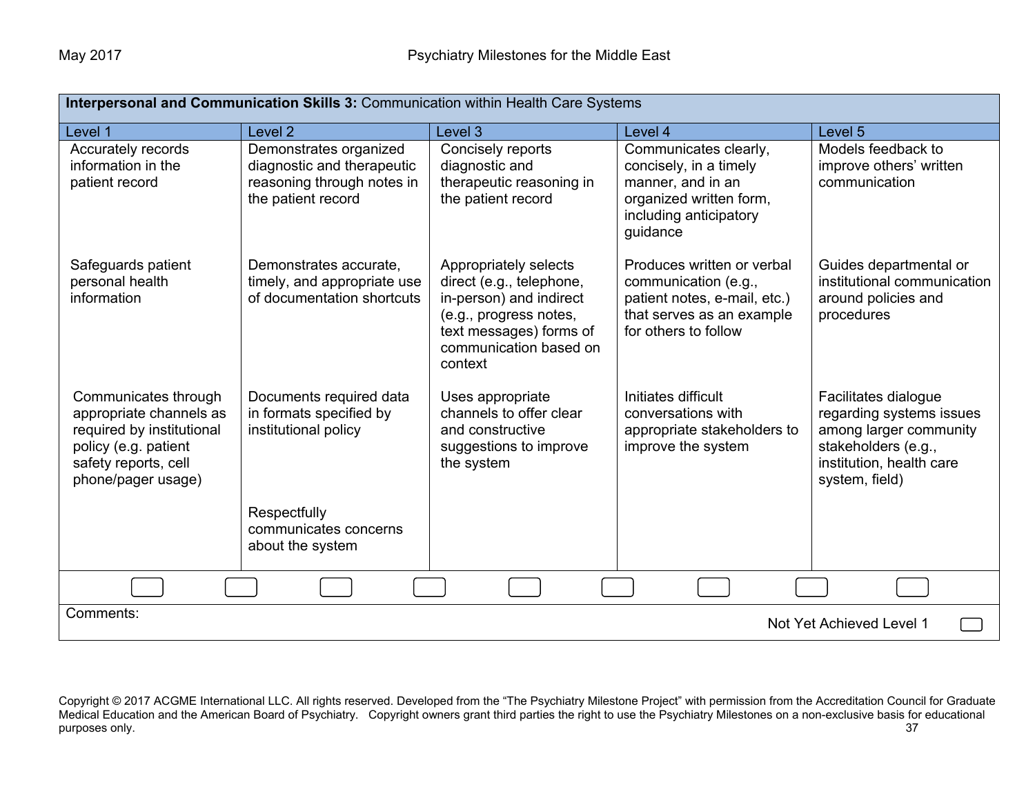**Interpersonal and Communication Skills 3:** Communication within Health Care Systems

| Level 1 | Level 2 | Level 3 | Level 4 | Level 5 |
|---|---|---|---|---|
| Accurately records information in the patient record | Demonstrates organized diagnostic and therapeutic reasoning through notes in the patient record | Concisely reports diagnostic and therapeutic reasoning in the patient record | Communicates clearly, concisely, in a timely manner, and in an organized written form, including anticipatory guidance | Models feedback to improve others' written communication |
| Safeguards patient personal health information | Demonstrates accurate, timely, and appropriate use of documentation shortcuts | Appropriately selects direct (e.g., telephone, in-person) and indirect (e.g., progress notes, text messages) forms of communication based on context | Produces written or verbal communication (e.g., patient notes, e-mail, etc.) that serves as an example for others to follow | Guides departmental or institutional communication around policies and procedures |
| Communicates through appropriate channels as required by institutional policy (e.g. patient safety reports, cell phone/pager usage) | Documents required data in formats specified by institutional policy | Uses appropriate channels to offer clear and constructive suggestions to improve the system | Initiates difficult conversations with appropriate stakeholders to improve the system | Facilitates dialogue regarding systems issues among larger community stakeholders (e.g., institution, health care system, field) |
| | Respectfully communicates concerns about the system | | | |

Comments:

Not Yet Achieved Level 1

Copyright © 2017 ACGME International LLC. All rights reserved. Developed from the "The Psychiatry Milestone Project" with permission from the Accreditation Council for Graduate Medical Education and the American Board of Psychiatry. Copyright owners grant third parties the right to use the Psychiatry Milestones on a non-exclusive basis for educational purposes only.